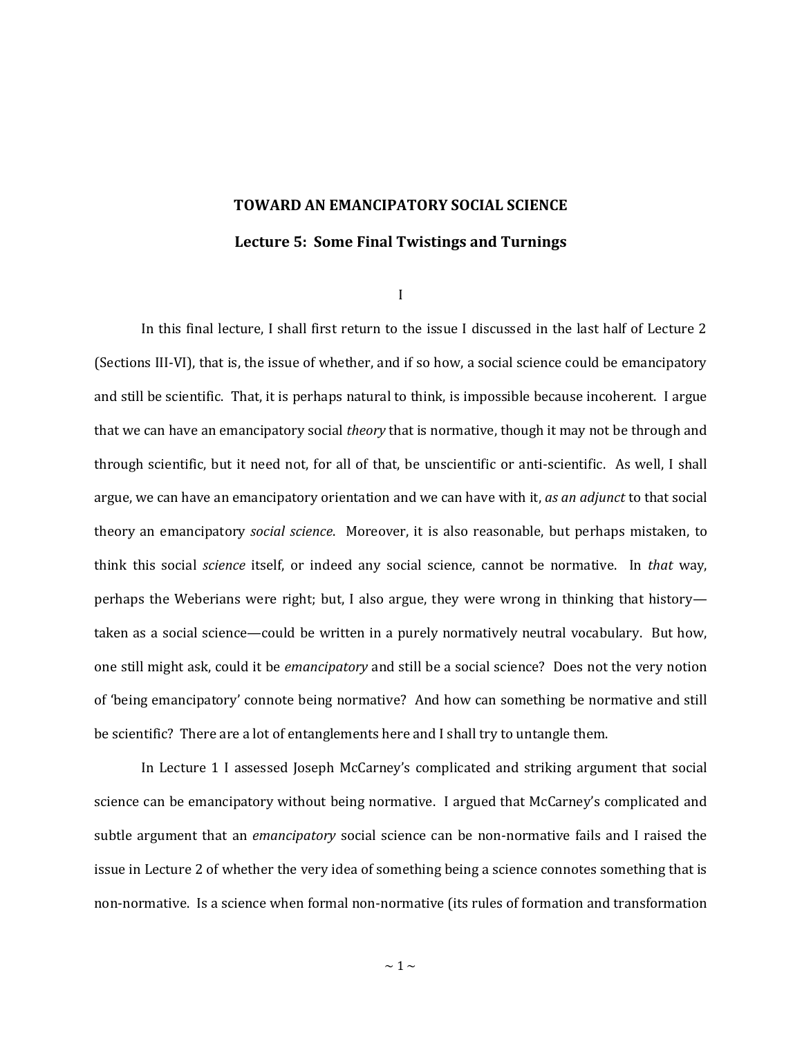# TOWARD AN EMANCIPATORY SOCIAL SCIENCE

## Lecture 5: Some Final Twistings and Turnings

### I

In this final lecture, I shall first return to the issue I discussed in the last half of Lecture 2 (Sections III-VI), that is, the issue of whether, and if so how, a social science could be emancipatory and still be scientific. That, it is perhaps natural to think, is impossible because incoherent. I argue that we can have an emancipatory social *theory* that is normative, though it may not be through and through scientific, but it need not, for all of that, be unscientific or anti-scientific. As well, I shall argue, we can have an emancipatory orientation and we can have with it, *as an adjunct* to that social theory an emancipatory *social science*. Moreover, it is also reasonable, but perhaps mistaken, to think this social *science* itself, or indeed any social science, cannot be normative. In *that* way, perhaps the Weberians were right; but, I also argue, they were wrong in thinking that history—taken as a social science—could be written in a purely normatively neutral vocabulary. But how, one still might ask, could it be *emancipatory* and still be a social science? Does not the very notion of 'being emancipatory' connote being normative? And how can something be normative and still be scientific? There are a lot of entanglements here and I shall try to untangle them.

In Lecture 1 I assessed Joseph McCarney's complicated and striking argument that social science can be emancipatory without being normative. I argued that McCarney's complicated and subtle argument that an *emancipatory* social science can be non-normative fails and I raised the issue in Lecture 2 of whether the very idea of something being a science connotes something that is non-normative. Is a science when formal non-normative (its rules of formation and transformation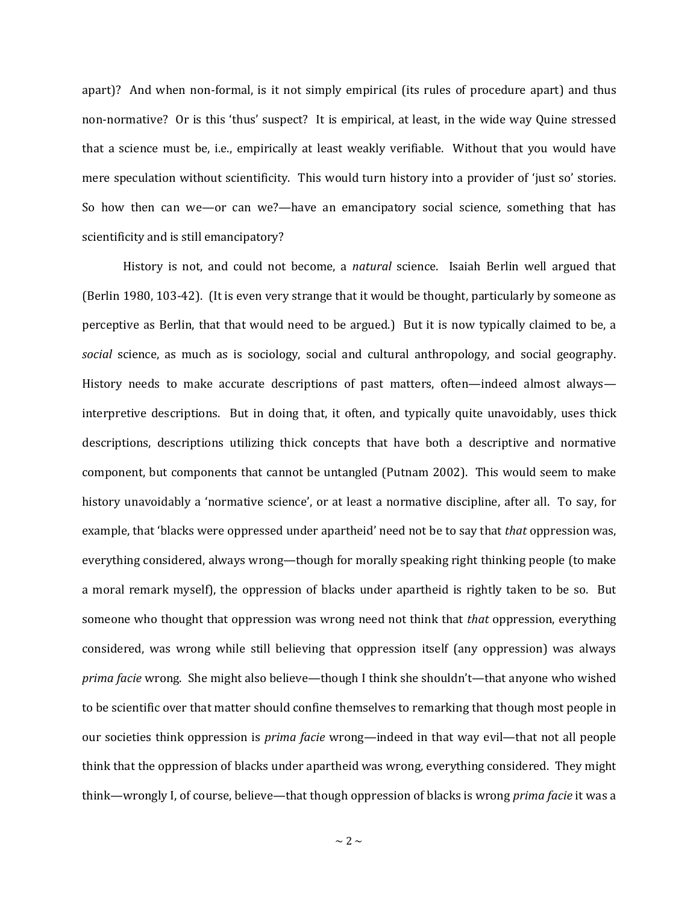apart)? And when non-formal, is it not simply empirical (its rules of procedure apart) and thus non-normative? Or is this 'thus' suspect? It is empirical, at least, in the wide way Quine stressed that a science must be, i.e., empirically at least weakly verifiable. Without that you would have mere speculation without scientificity. This would turn history into a provider of 'just so' stories. So how then can we—or can we?—have an emancipatory social science, something that has scientificity and is still emancipatory?

History is not, and could not become, a *natural* science. Isaiah Berlin well argued that (Berlin 1980, 103-42). (It is even very strange that it would be thought, particularly by someone as perceptive as Berlin, that that would need to be argued.) But it is now typically claimed to be, a *social* science, as much as is sociology, social and cultural anthropology, and social geography. History needs to make accurate descriptions of past matters, often—indeed almost always—interpretive descriptions. But in doing that, it often, and typically quite unavoidably, uses thick descriptions, descriptions utilizing thick concepts that have both a descriptive and normative component, but components that cannot be untangled (Putnam 2002). This would seem to make history unavoidably a 'normative science', or at least a normative discipline, after all. To say, for example, that 'blacks were oppressed under apartheid' need not be to say that *that* oppression was, everything considered, always wrong—though for morally speaking right thinking people (to make a moral remark myself), the oppression of blacks under apartheid is rightly taken to be so. But someone who thought that oppression was wrong need not think that *that* oppression, everything considered, was wrong while still believing that oppression itself (any oppression) was always *prima facie* wrong. She might also believe—though I think she shouldn't—that anyone who wished to be scientific over that matter should confine themselves to remarking that though most people in our societies think oppression is *prima facie* wrong—indeed in that way evil—that not all people think that the oppression of blacks under apartheid was wrong, everything considered. They might think—wrongly I, of course, believe—that though oppression of blacks is wrong *prima facie* it was a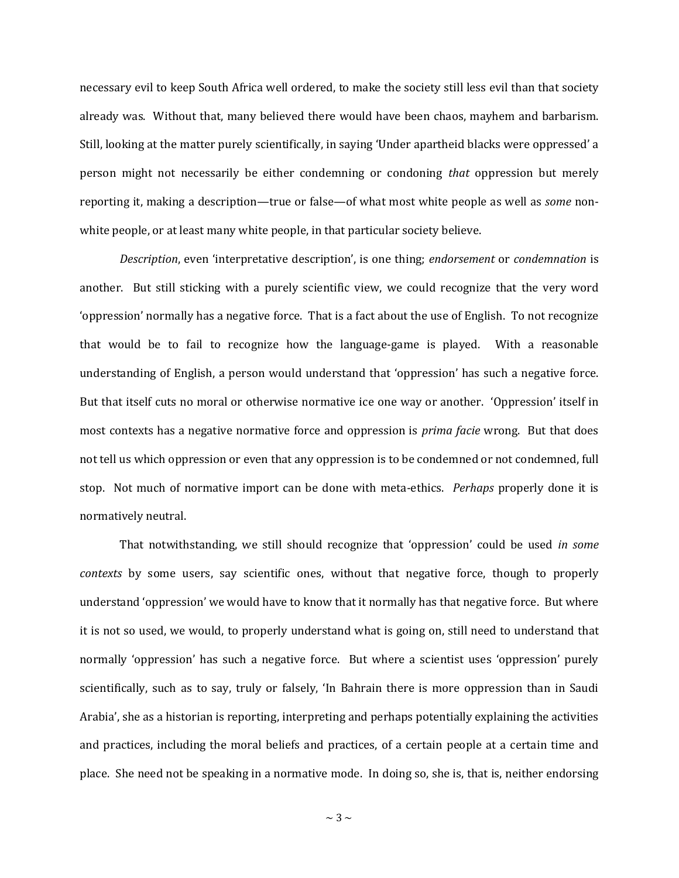necessary evil to keep South Africa well ordered, to make the society still less evil than that society already was. Without that, many believed there would have been chaos, mayhem and barbarism. Still, looking at the matter purely scientifically, in saying 'Under apartheid blacks were oppressed' a person might not necessarily be either condemning or condoning *that* oppression but merely reporting it, making a description—true or false—of what most white people as well as *some* non-white people, or at least many white people, in that particular society believe.

*Description*, even 'interpretative description', is one thing; *endorsement* or *condemnation* is another. But still sticking with a purely scientific view, we could recognize that the very word 'oppression' normally has a negative force. That is a fact about the use of English. To not recognize that would be to fail to recognize how the language-game is played. With a reasonable understanding of English, a person would understand that 'oppression' has such a negative force. But that itself cuts no moral or otherwise normative ice one way or another. 'Oppression' itself in most contexts has a negative normative force and oppression is *prima facie* wrong. But that does not tell us which oppression or even that any oppression is to be condemned or not condemned, full stop. Not much of normative import can be done with meta-ethics. *Perhaps* properly done it is normatively neutral.

That notwithstanding, we still should recognize that 'oppression' could be used *in some contexts* by some users, say scientific ones, without that negative force, though to properly understand 'oppression' we would have to know that it normally has that negative force. But where it is not so used, we would, to properly understand what is going on, still need to understand that normally 'oppression' has such a negative force. But where a scientist uses 'oppression' purely scientifically, such as to say, truly or falsely, 'In Bahrain there is more oppression than in Saudi Arabia', she as a historian is reporting, interpreting and perhaps potentially explaining the activities and practices, including the moral beliefs and practices, of a certain people at a certain time and place. She need not be speaking in a normative mode. In doing so, she is, that is, neither endorsing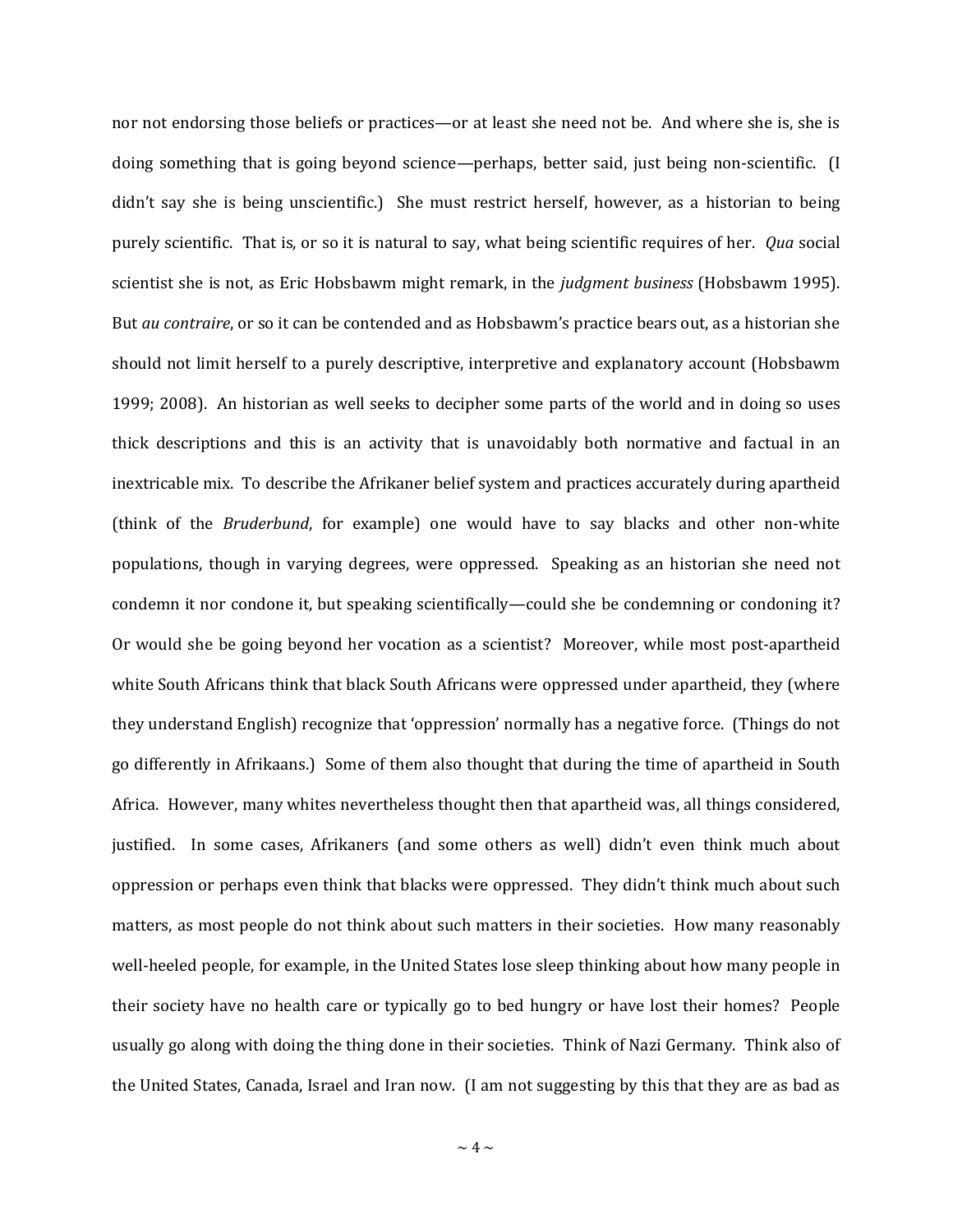nor not endorsing those beliefs or practices—or at least she need not be. And where she is, she is doing something that is going beyond science—perhaps, better said, just being non-scientific. (I didn't say she is being unscientific.) She must restrict herself, however, as a historian to being purely scientific. That is, or so it is natural to say, what being scientific requires of her. *Qua* social scientist she is not, as Eric Hobsbawm might remark, in the *judgment business* (Hobsbawm 1995). But *au contraire*, or so it can be contended and as Hobsbawm's practice bears out, as a historian she should not limit herself to a purely descriptive, interpretive and explanatory account (Hobsbawm 1999; 2008). An historian as well seeks to decipher some parts of the world and in doing so uses thick descriptions and this is an activity that is unavoidably both normative and factual in an inextricable mix. To describe the Afrikaner belief system and practices accurately during apartheid (think of the *Bruderbund*, for example) one would have to say blacks and other non-white populations, though in varying degrees, were oppressed. Speaking as an historian she need not condemn it nor condone it, but speaking scientifically—could she be condemning or condoning it? Or would she be going beyond her vocation as a scientist? Moreover, while most post-apartheid white South Africans think that black South Africans were oppressed under apartheid, they (where they understand English) recognize that 'oppression' normally has a negative force. (Things do not go differently in Afrikaans.) Some of them also thought that during the time of apartheid in South Africa. However, many whites nevertheless thought then that apartheid was, all things considered, justified. In some cases, Afrikaners (and some others as well) didn't even think much about oppression or perhaps even think that blacks were oppressed. They didn't think much about such matters, as most people do not think about such matters in their societies. How many reasonably well-heeled people, for example, in the United States lose sleep thinking about how many people in their society have no health care or typically go to bed hungry or have lost their homes? People usually go along with doing the thing done in their societies. Think of Nazi Germany. Think also of the United States, Canada, Israel and Iran now. (I am not suggesting by this that they are as bad as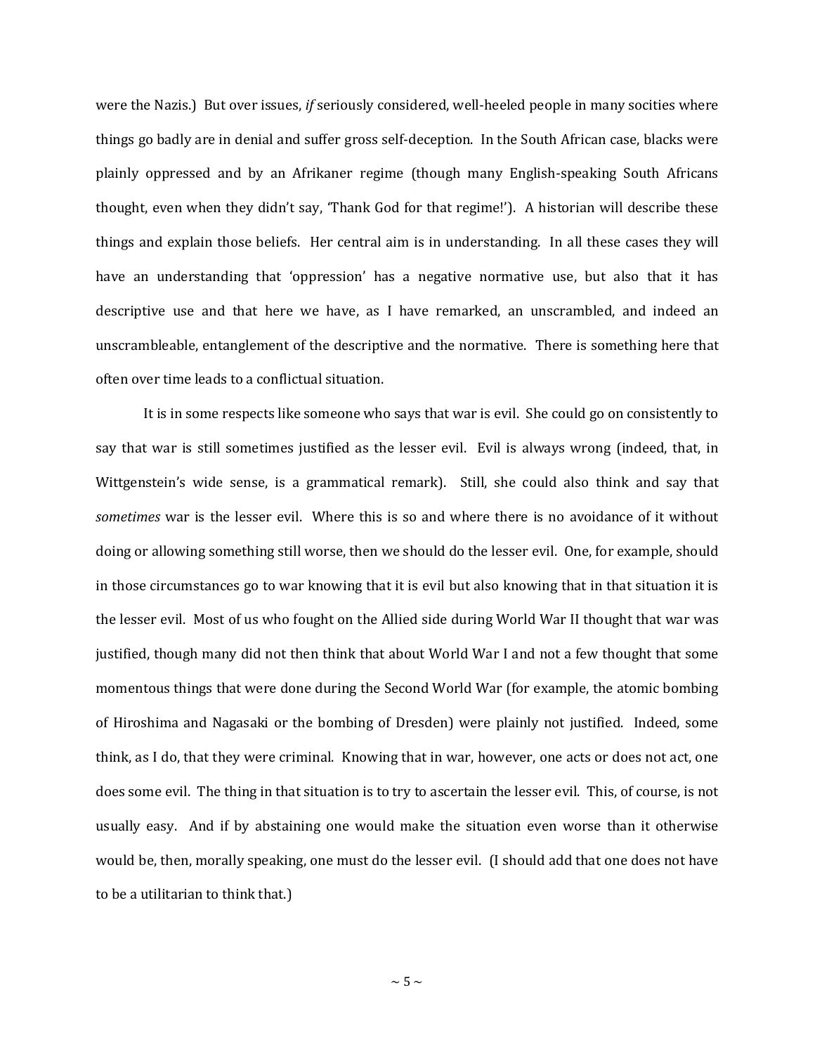were the Nazis.) But over issues, *if* seriously considered, well-heeled people in many socities where things go badly are in denial and suffer gross self-deception. In the South African case, blacks were plainly oppressed and by an Afrikaner regime (though many English-speaking South Africans thought, even when they didn't say, 'Thank God for that regime!'). A historian will describe these things and explain those beliefs. Her central aim is in understanding. In all these cases they will have an understanding that 'oppression' has a negative normative use, but also that it has descriptive use and that here we have, as I have remarked, an unscrambled, and indeed an unscrambleable, entanglement of the descriptive and the normative. There is something here that often over time leads to a conflictual situation.

It is in some respects like someone who says that war is evil. She could go on consistently to say that war is still sometimes justified as the lesser evil. Evil is always wrong (indeed, that, in Wittgenstein's wide sense, is a grammatical remark). Still, she could also think and say that *sometimes* war is the lesser evil. Where this is so and where there is no avoidance of it without doing or allowing something still worse, then we should do the lesser evil. One, for example, should in those circumstances go to war knowing that it is evil but also knowing that in that situation it is the lesser evil. Most of us who fought on the Allied side during World War II thought that war was justified, though many did not then think that about World War I and not a few thought that some momentous things that were done during the Second World War (for example, the atomic bombing of Hiroshima and Nagasaki or the bombing of Dresden) were plainly not justified. Indeed, some think, as I do, that they were criminal. Knowing that in war, however, one acts or does not act, one does some evil. The thing in that situation is to try to ascertain the lesser evil. This, of course, is not usually easy. And if by abstaining one would make the situation even worse than it otherwise would be, then, morally speaking, one must do the lesser evil. (I should add that one does not have to be a utilitarian to think that.)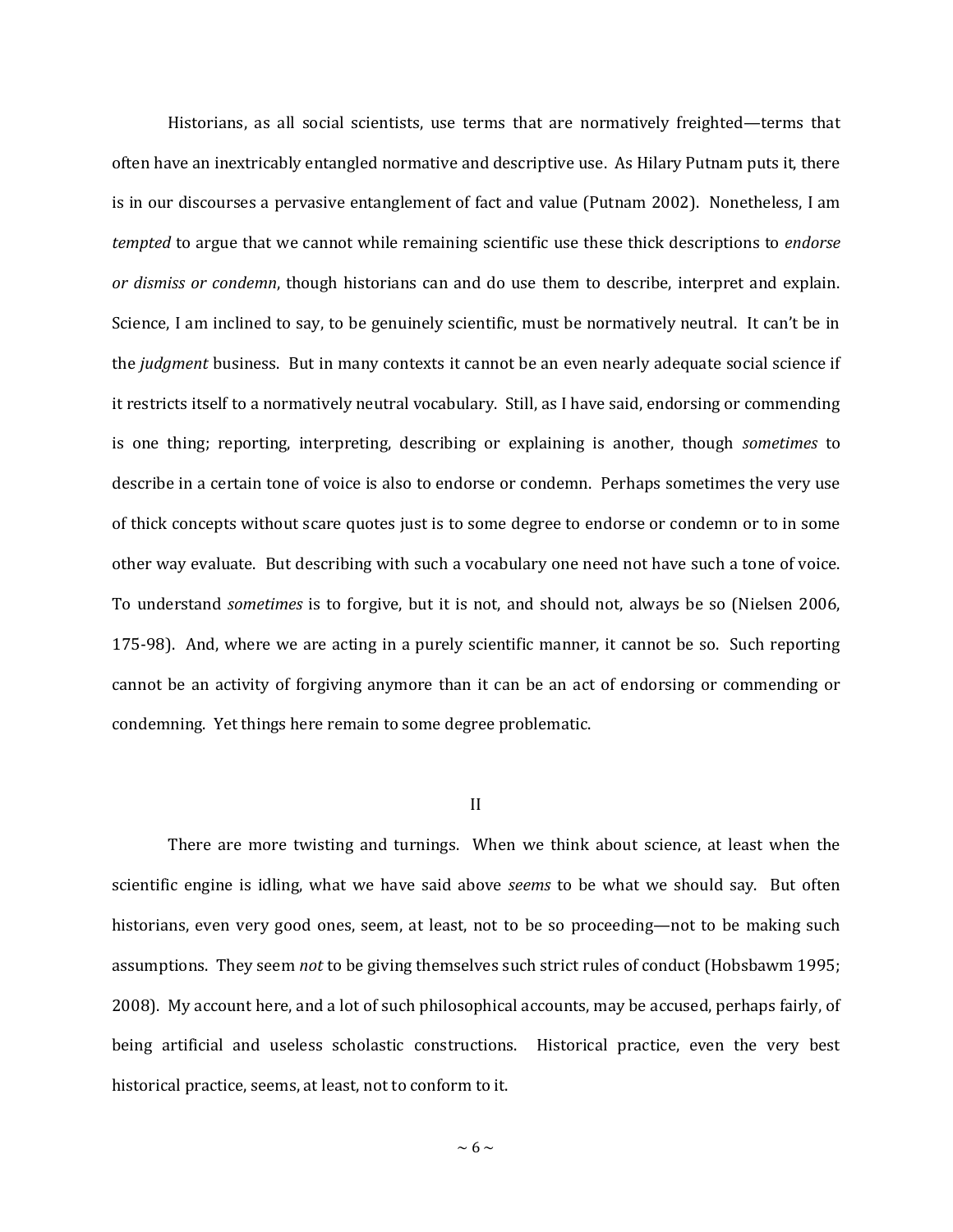Historians, as all social scientists, use terms that are normatively freighted—terms that often have an inextricably entangled normative and descriptive use. As Hilary Putnam puts it, there is in our discourses a pervasive entanglement of fact and value (Putnam 2002). Nonetheless, I am *tempted* to argue that we cannot while remaining scientific use these thick descriptions to *endorse or dismiss or condemn*, though historians can and do use them to describe, interpret and explain. Science, I am inclined to say, to be genuinely scientific, must be normatively neutral. It can't be in the *judgment* business. But in many contexts it cannot be an even nearly adequate social science if it restricts itself to a normatively neutral vocabulary. Still, as I have said, endorsing or commending is one thing; reporting, interpreting, describing or explaining is another, though *sometimes* to describe in a certain tone of voice is also to endorse or condemn. Perhaps sometimes the very use of thick concepts without scare quotes just is to some degree to endorse or condemn or to in some other way evaluate. But describing with such a vocabulary one need not have such a tone of voice. To understand *sometimes* is to forgive, but it is not, and should not, always be so (Nielsen 2006, 175-98). And, where we are acting in a purely scientific manner, it cannot be so. Such reporting cannot be an activity of forgiving anymore than it can be an act of endorsing or commending or condemning. Yet things here remain to some degree problematic.

## II

There are more twisting and turnings. When we think about science, at least when the scientific engine is idling, what we have said above *seems* to be what we should say. But often historians, even very good ones, seem, at least, not to be so proceeding—not to be making such assumptions. They seem *not* to be giving themselves such strict rules of conduct (Hobsbawm 1995; 2008). My account here, and a lot of such philosophical accounts, may be accused, perhaps fairly, of being artificial and useless scholastic constructions. Historical practice, even the very best historical practice, seems, at least, not to conform to it.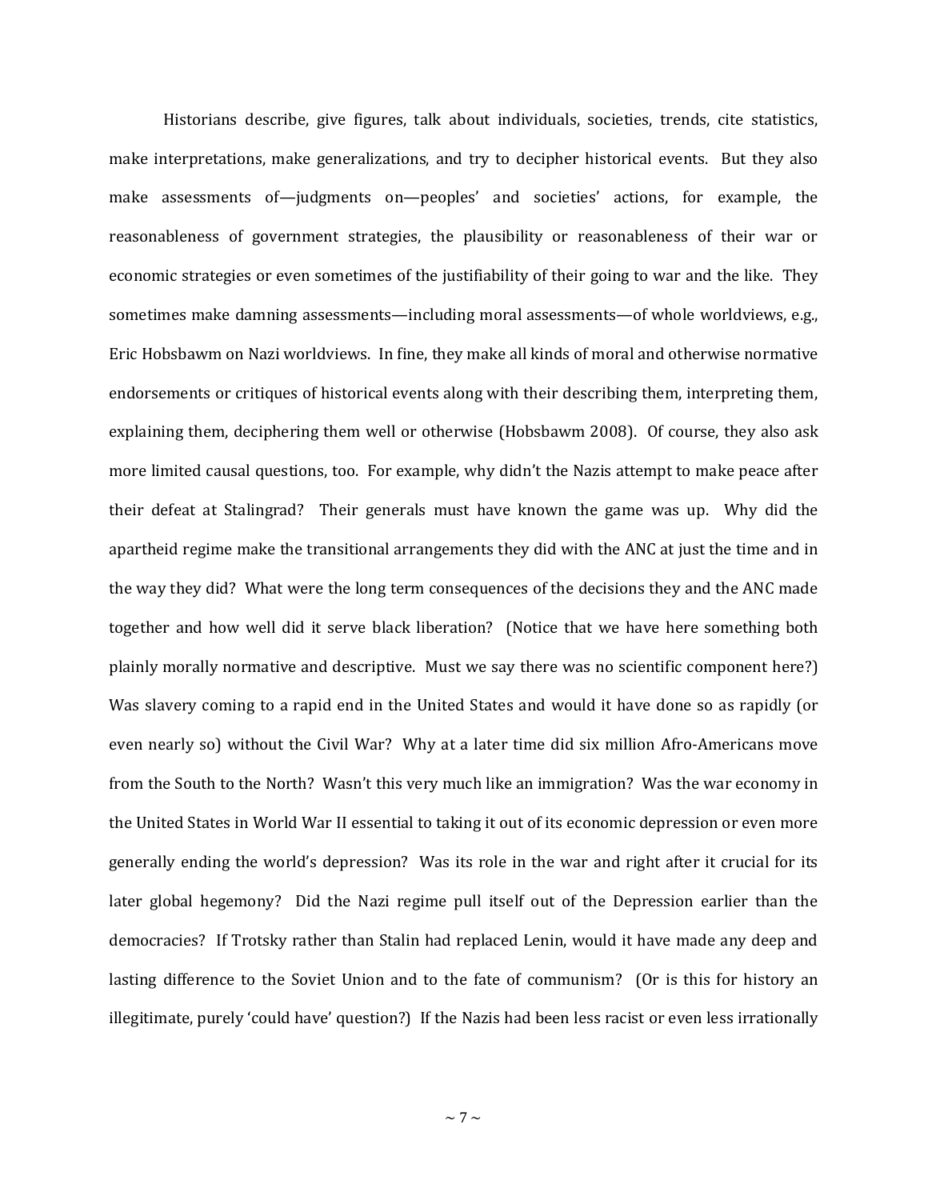Historians describe, give figures, talk about individuals, societies, trends, cite statistics, make interpretations, make generalizations, and try to decipher historical events. But they also make assessments of—judgments on—peoples' and societies' actions, for example, the reasonableness of government strategies, the plausibility or reasonableness of their war or economic strategies or even sometimes of the justifiability of their going to war and the like. They sometimes make damning assessments—including moral assessments—of whole worldviews, e.g., Eric Hobsbawm on Nazi worldviews. In fine, they make all kinds of moral and otherwise normative endorsements or critiques of historical events along with their describing them, interpreting them, explaining them, deciphering them well or otherwise (Hobsbawm 2008). Of course, they also ask more limited causal questions, too. For example, why didn't the Nazis attempt to make peace after their defeat at Stalingrad? Their generals must have known the game was up. Why did the apartheid regime make the transitional arrangements they did with the ANC at just the time and in the way they did? What were the long term consequences of the decisions they and the ANC made together and how well did it serve black liberation? (Notice that we have here something both plainly morally normative and descriptive. Must we say there was no scientific component here?) Was slavery coming to a rapid end in the United States and would it have done so as rapidly (or even nearly so) without the Civil War? Why at a later time did six million Afro-Americans move from the South to the North? Wasn't this very much like an immigration? Was the war economy in the United States in World War II essential to taking it out of its economic depression or even more generally ending the world's depression? Was its role in the war and right after it crucial for its later global hegemony? Did the Nazi regime pull itself out of the Depression earlier than the democracies? If Trotsky rather than Stalin had replaced Lenin, would it have made any deep and lasting difference to the Soviet Union and to the fate of communism? (Or is this for history an illegitimate, purely 'could have' question?) If the Nazis had been less racist or even less irrationally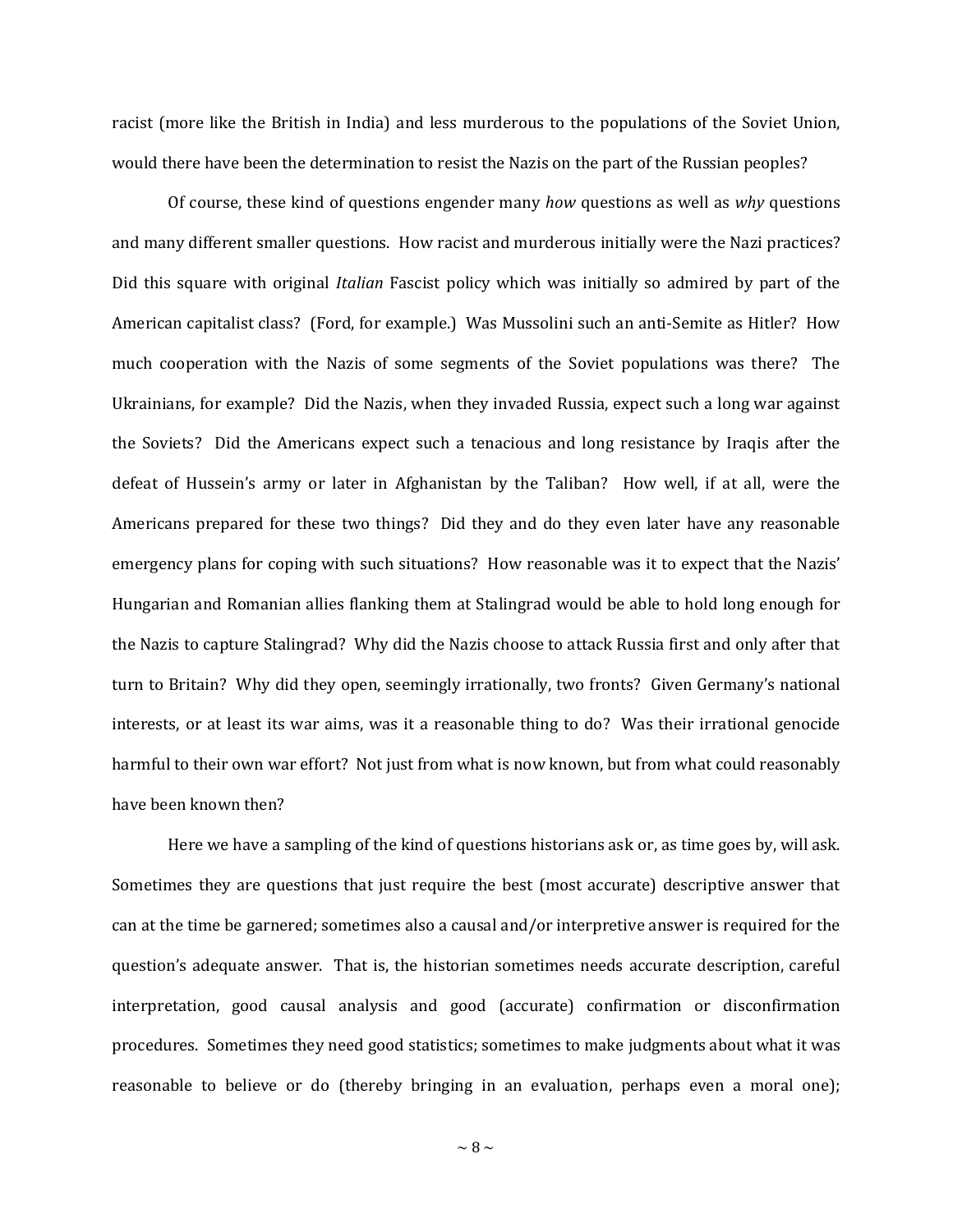racist (more like the British in India) and less murderous to the populations of the Soviet Union, would there have been the determination to resist the Nazis on the part of the Russian peoples?

Of course, these kind of questions engender many *how* questions as well as *why* questions and many different smaller questions. How racist and murderous initially were the Nazi practices? Did this square with original *Italian* Fascist policy which was initially so admired by part of the American capitalist class? (Ford, for example.) Was Mussolini such an anti-Semite as Hitler? How much cooperation with the Nazis of some segments of the Soviet populations was there? The Ukrainians, for example? Did the Nazis, when they invaded Russia, expect such a long war against the Soviets? Did the Americans expect such a tenacious and long resistance by Iraqis after the defeat of Hussein's army or later in Afghanistan by the Taliban? How well, if at all, were the Americans prepared for these two things? Did they and do they even later have any reasonable emergency plans for coping with such situations? How reasonable was it to expect that the Nazis' Hungarian and Romanian allies flanking them at Stalingrad would be able to hold long enough for the Nazis to capture Stalingrad? Why did the Nazis choose to attack Russia first and only after that turn to Britain? Why did they open, seemingly irrationally, two fronts? Given Germany's national interests, or at least its war aims, was it a reasonable thing to do? Was their irrational genocide harmful to their own war effort? Not just from what is now known, but from what could reasonably have been known then?

Here we have a sampling of the kind of questions historians ask or, as time goes by, will ask. Sometimes they are questions that just require the best (most accurate) descriptive answer that can at the time be garnered; sometimes also a causal and/or interpretive answer is required for the question's adequate answer. That is, the historian sometimes needs accurate description, careful interpretation, good causal analysis and good (accurate) confirmation or disconfirmation procedures. Sometimes they need good statistics; sometimes to make judgments about what it was reasonable to believe or do (thereby bringing in an evaluation, perhaps even a moral one);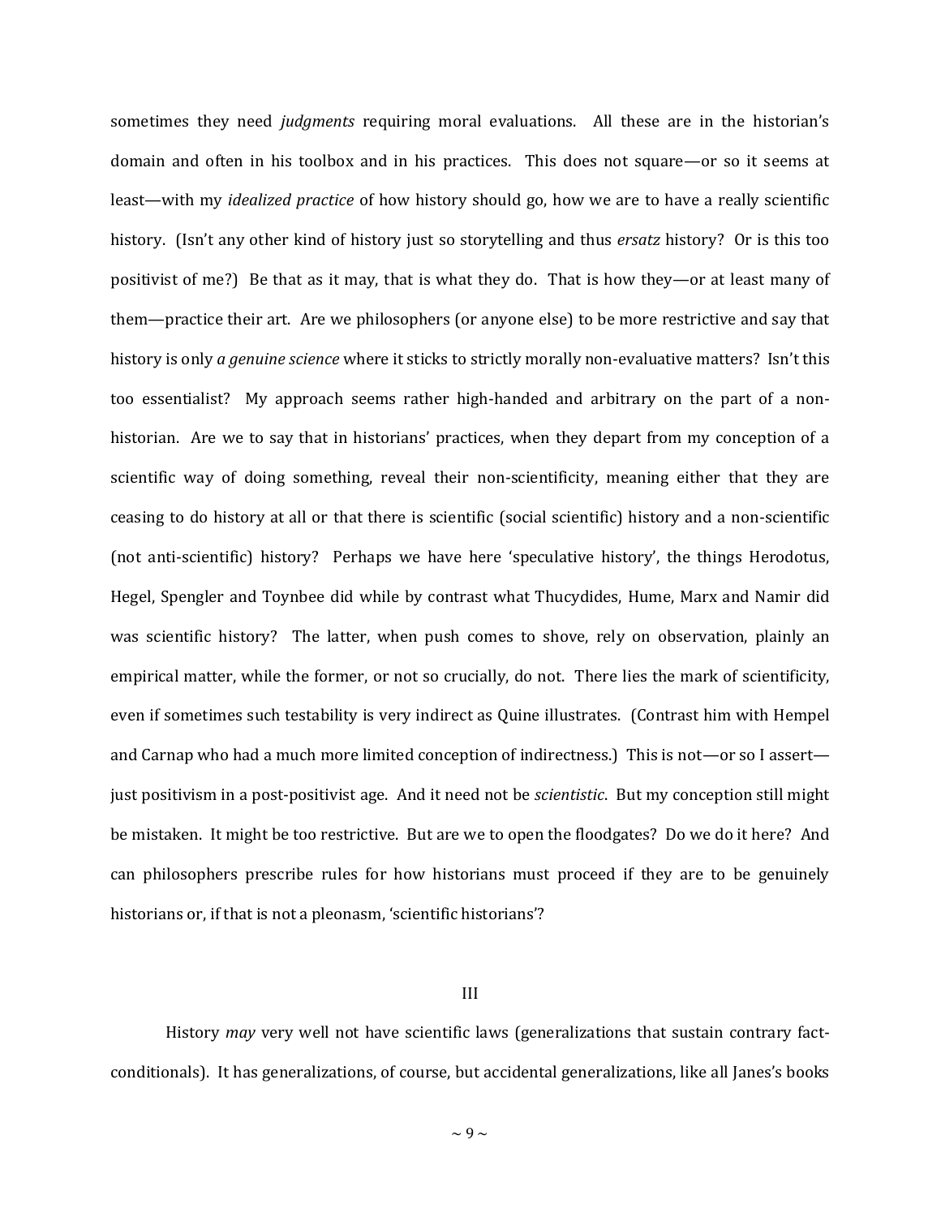sometimes they need *judgments* requiring moral evaluations. All these are in the historian's domain and often in his toolbox and in his practices. This does not square—or so it seems at least—with my *idealized practice* of how history should go, how we are to have a really scientific history. (Isn't any other kind of history just so storytelling and thus *ersatz* history? Or is this too positivist of me?) Be that as it may, that is what they do. That is how they—or at least many of them—practice their art. Are we philosophers (or anyone else) to be more restrictive and say that history is only *a genuine science* where it sticks to strictly morally non-evaluative matters? Isn't this too essentialist? My approach seems rather high-handed and arbitrary on the part of a non-historian. Are we to say that in historians' practices, when they depart from my conception of a scientific way of doing something, reveal their non-scientificity, meaning either that they are ceasing to do history at all or that there is scientific (social scientific) history and a non-scientific (not anti-scientific) history? Perhaps we have here 'speculative history', the things Herodotus, Hegel, Spengler and Toynbee did while by contrast what Thucydides, Hume, Marx and Namir did was scientific history? The latter, when push comes to shove, rely on observation, plainly an empirical matter, while the former, or not so crucially, do not. There lies the mark of scientificity, even if sometimes such testability is very indirect as Quine illustrates. (Contrast him with Hempel and Carnap who had a much more limited conception of indirectness.) This is not—or so I assert—just positivism in a post-positivist age. And it need not be *scientistic*. But my conception still might be mistaken. It might be too restrictive. But are we to open the floodgates? Do we do it here? And can philosophers prescribe rules for how historians must proceed if they are to be genuinely historians or, if that is not a pleonasm, 'scientific historians'?

## III

History *may* very well not have scientific laws (generalizations that sustain contrary fact-conditionals). It has generalizations, of course, but accidental generalizations, like all Janes's books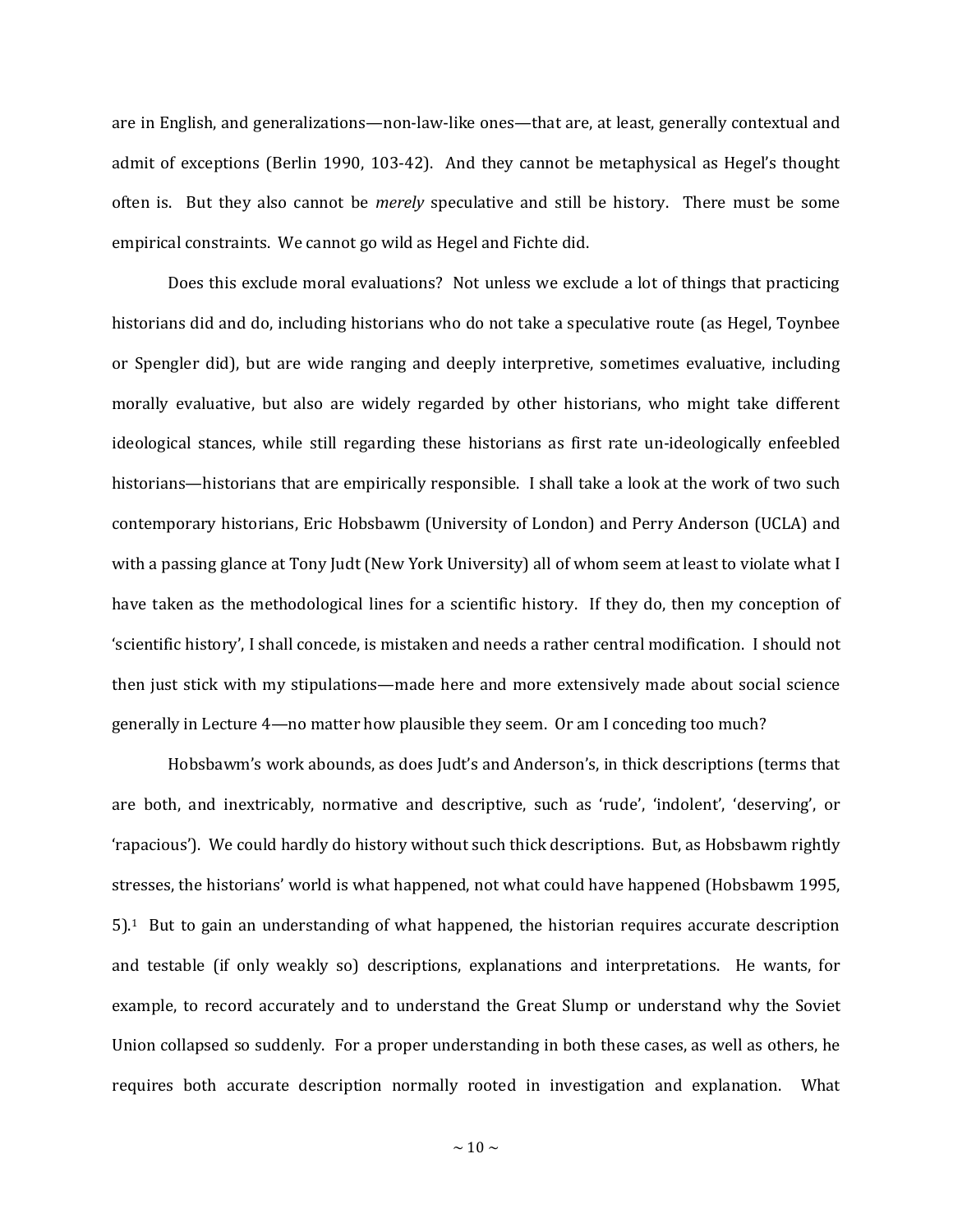are in English, and generalizations—non-law-like ones—that are, at least, generally contextual and admit of exceptions (Berlin 1990, 103-42). And they cannot be metaphysical as Hegel's thought often is. But they also cannot be *merely* speculative and still be history. There must be some empirical constraints. We cannot go wild as Hegel and Fichte did.

Does this exclude moral evaluations? Not unless we exclude a lot of things that practicing historians did and do, including historians who do not take a speculative route (as Hegel, Toynbee or Spengler did), but are wide ranging and deeply interpretive, sometimes evaluative, including morally evaluative, but also are widely regarded by other historians, who might take different ideological stances, while still regarding these historians as first rate un-ideologically enfeebled historians—historians that are empirically responsible. I shall take a look at the work of two such contemporary historians, Eric Hobsbawm (University of London) and Perry Anderson (UCLA) and with a passing glance at Tony Judt (New York University) all of whom seem at least to violate what I have taken as the methodological lines for a scientific history. If they do, then my conception of 'scientific history', I shall concede, is mistaken and needs a rather central modification. I should not then just stick with my stipulations—made here and more extensively made about social science generally in Lecture 4—no matter how plausible they seem. Or am I conceding too much?

Hobsbawm's work abounds, as does Judt's and Anderson's, in thick descriptions (terms that are both, and inextricably, normative and descriptive, such as 'rude', 'indolent', 'deserving', or 'rapacious'). We could hardly do history without such thick descriptions. But, as Hobsbawm rightly stresses, the historians' world is what happened, not what could have happened (Hobsbawm 1995, 5).[1] But to gain an understanding of what happened, the historian requires accurate description and testable (if only weakly so) descriptions, explanations and interpretations. He wants, for example, to record accurately and to understand the Great Slump or understand why the Soviet Union collapsed so suddenly. For a proper understanding in both these cases, as well as others, he requires both accurate description normally rooted in investigation and explanation. What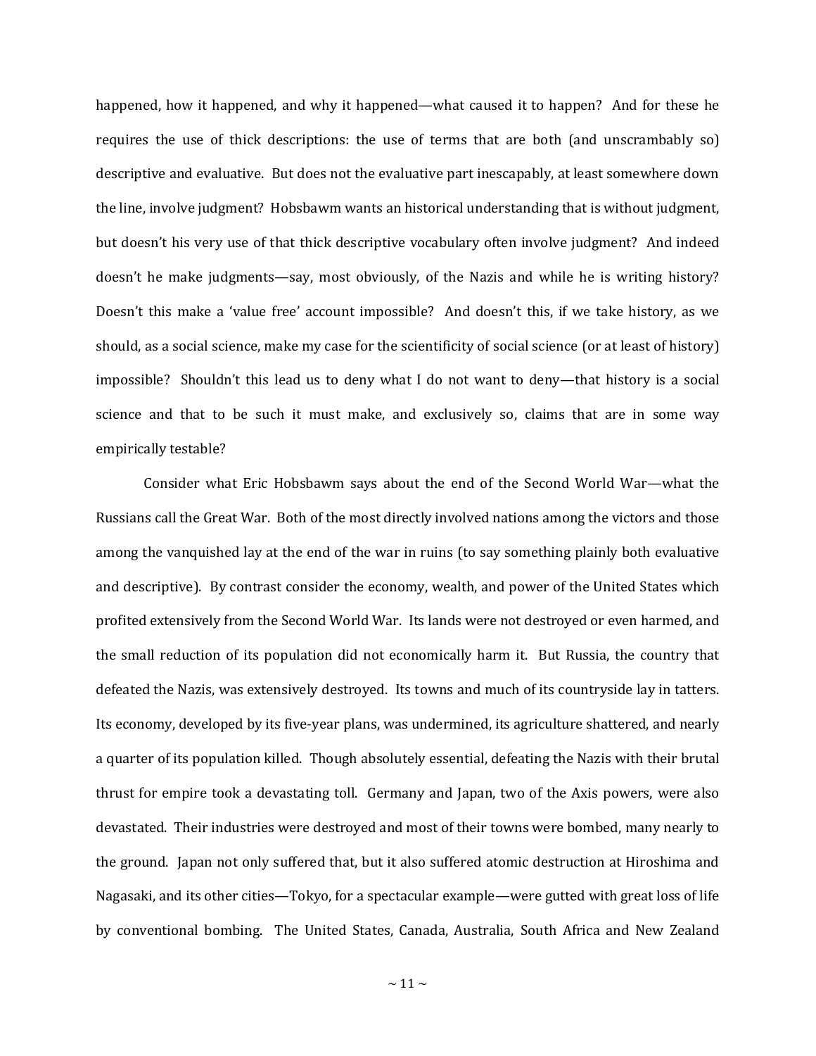happened, how it happened, and why it happened—what caused it to happen? And for these he requires the use of thick descriptions: the use of terms that are both (and unscrambably so) descriptive and evaluative. But does not the evaluative part inescapably, at least somewhere down the line, involve judgment? Hobsbawm wants an historical understanding that is without judgment, but doesn't his very use of that thick descriptive vocabulary often involve judgment? And indeed doesn't he make judgments—say, most obviously, of the Nazis and while he is writing history? Doesn't this make a 'value free' account impossible? And doesn't this, if we take history, as we should, as a social science, make my case for the scientificity of social science (or at least of history) impossible? Shouldn't this lead us to deny what I do not want to deny—that history is a social science and that to be such it must make, and exclusively so, claims that are in some way empirically testable?

Consider what Eric Hobsbawm says about the end of the Second World War—what the Russians call the Great War. Both of the most directly involved nations among the victors and those among the vanquished lay at the end of the war in ruins (to say something plainly both evaluative and descriptive). By contrast consider the economy, wealth, and power of the United States which profited extensively from the Second World War. Its lands were not destroyed or even harmed, and the small reduction of its population did not economically harm it. But Russia, the country that defeated the Nazis, was extensively destroyed. Its towns and much of its countryside lay in tatters. Its economy, developed by its five-year plans, was undermined, its agriculture shattered, and nearly a quarter of its population killed. Though absolutely essential, defeating the Nazis with their brutal thrust for empire took a devastating toll. Germany and Japan, two of the Axis powers, were also devastated. Their industries were destroyed and most of their towns were bombed, many nearly to the ground. Japan not only suffered that, but it also suffered atomic destruction at Hiroshima and Nagasaki, and its other cities—Tokyo, for a spectacular example—were gutted with great loss of life by conventional bombing. The United States, Canada, Australia, South Africa and New Zealand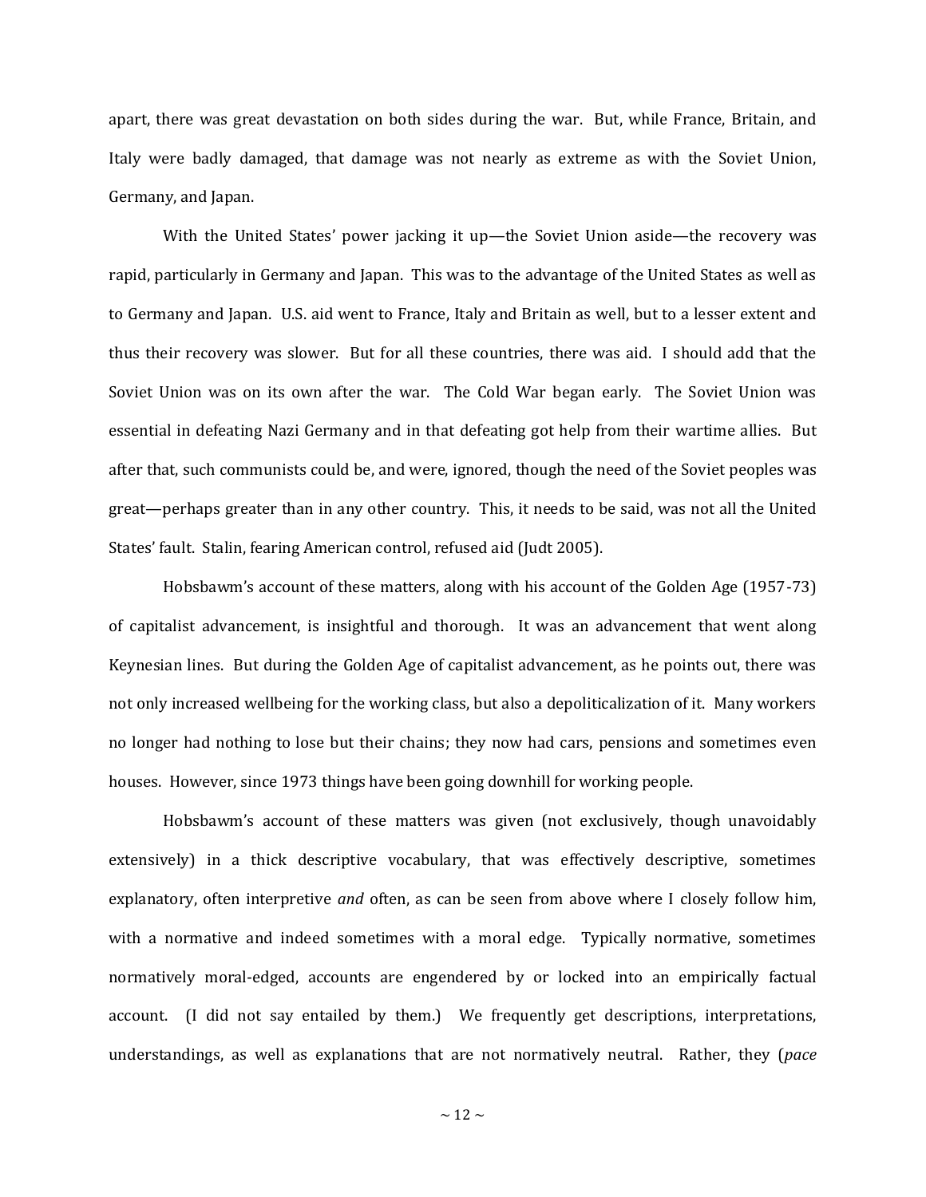apart, there was great devastation on both sides during the war. But, while France, Britain, and Italy were badly damaged, that damage was not nearly as extreme as with the Soviet Union, Germany, and Japan.

With the United States' power jacking it up—the Soviet Union aside—the recovery was rapid, particularly in Germany and Japan. This was to the advantage of the United States as well as to Germany and Japan. U.S. aid went to France, Italy and Britain as well, but to a lesser extent and thus their recovery was slower. But for all these countries, there was aid. I should add that the Soviet Union was on its own after the war. The Cold War began early. The Soviet Union was essential in defeating Nazi Germany and in that defeating got help from their wartime allies. But after that, such communists could be, and were, ignored, though the need of the Soviet peoples was great—perhaps greater than in any other country. This, it needs to be said, was not all the United States' fault. Stalin, fearing American control, refused aid (Judt 2005).

Hobsbawm's account of these matters, along with his account of the Golden Age (1957-73) of capitalist advancement, is insightful and thorough. It was an advancement that went along Keynesian lines. But during the Golden Age of capitalist advancement, as he points out, there was not only increased wellbeing for the working class, but also a depoliticalization of it. Many workers no longer had nothing to lose but their chains; they now had cars, pensions and sometimes even houses. However, since 1973 things have been going downhill for working people.

Hobsbawm's account of these matters was given (not exclusively, though unavoidably extensively) in a thick descriptive vocabulary, that was effectively descriptive, sometimes explanatory, often interpretive *and* often, as can be seen from above where I closely follow him, with a normative and indeed sometimes with a moral edge. Typically normative, sometimes normatively moral-edged, accounts are engendered by or locked into an empirically factual account. (I did not say entailed by them.) We frequently get descriptions, interpretations, understandings, as well as explanations that are not normatively neutral. Rather, they (*pace*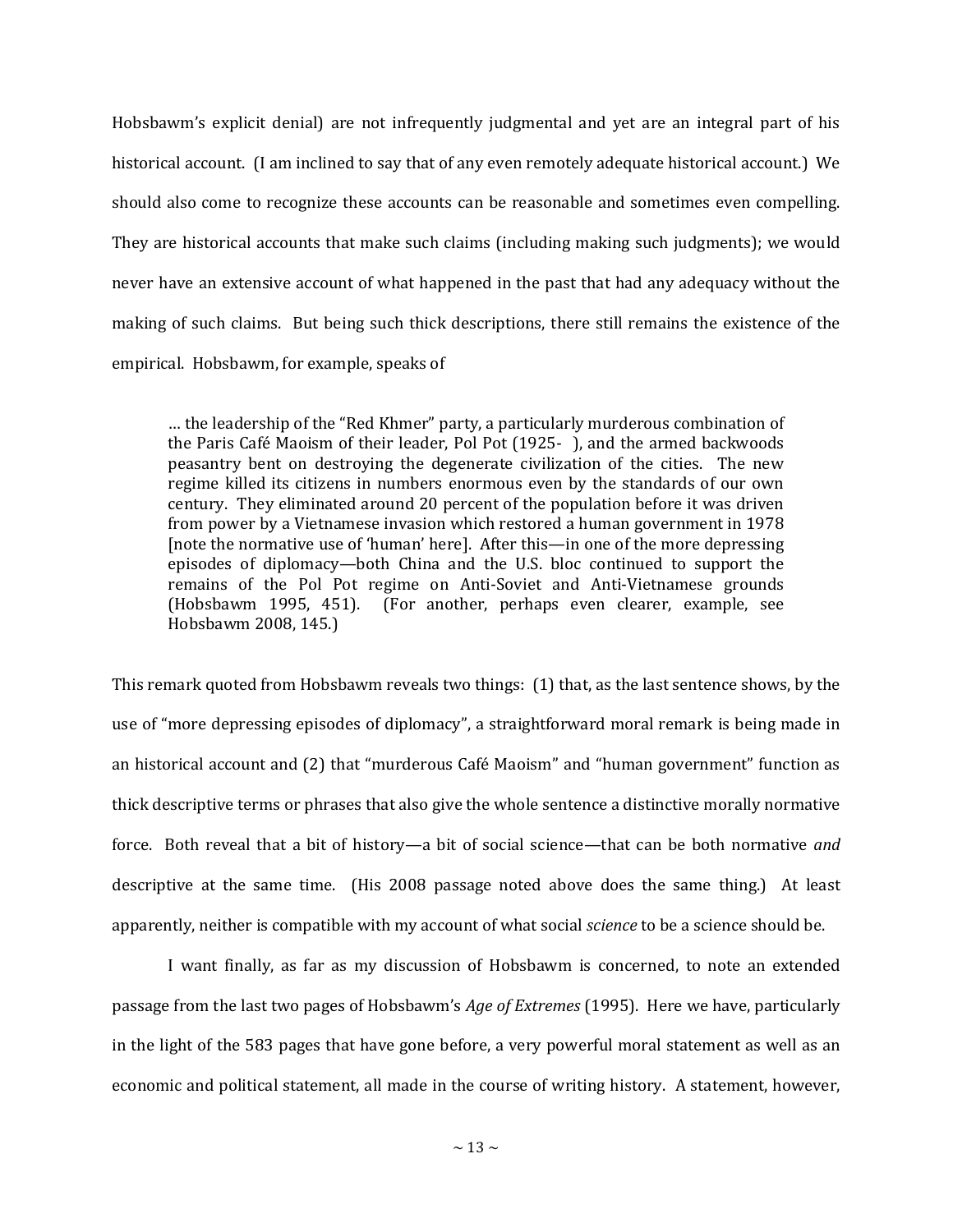Hobsbawm's explicit denial) are not infrequently judgmental and yet are an integral part of his historical account. (I am inclined to say that of any even remotely adequate historical account.) We should also come to recognize these accounts can be reasonable and sometimes even compelling. They are historical accounts that make such claims (including making such judgments); we would never have an extensive account of what happened in the past that had any adequacy without the making of such claims. But being such thick descriptions, there still remains the existence of the empirical. Hobsbawm, for example, speaks of

> … the leadership of the "Red Khmer" party, a particularly murderous combination of the Paris Café Maoism of their leader, Pol Pot (1925- ), and the armed backwoods peasantry bent on destroying the degenerate civilization of the cities. The new regime killed its citizens in numbers enormous even by the standards of our own century. They eliminated around 20 percent of the population before it was driven from power by a Vietnamese invasion which restored a human government in 1978 [note the normative use of 'human' here]. After this—in one of the more depressing episodes of diplomacy—both China and the U.S. bloc continued to support the remains of the Pol Pot regime on Anti-Soviet and Anti-Vietnamese grounds (Hobsbawm 1995, 451). (For another, perhaps even clearer, example, see Hobsbawm 2008, 145.)

This remark quoted from Hobsbawm reveals two things: (1) that, as the last sentence shows, by the use of "more depressing episodes of diplomacy", a straightforward moral remark is being made in an historical account and (2) that "murderous Café Maoism" and "human government" function as thick descriptive terms or phrases that also give the whole sentence a distinctive morally normative force. Both reveal that a bit of history—a bit of social science—that can be both normative *and* descriptive at the same time. (His 2008 passage noted above does the same thing.) At least apparently, neither is compatible with my account of what social *science* to be a science should be.

I want finally, as far as my discussion of Hobsbawm is concerned, to note an extended passage from the last two pages of Hobsbawm's *Age of Extremes* (1995). Here we have, particularly in the light of the 583 pages that have gone before, a very powerful moral statement as well as an economic and political statement, all made in the course of writing history. A statement, however,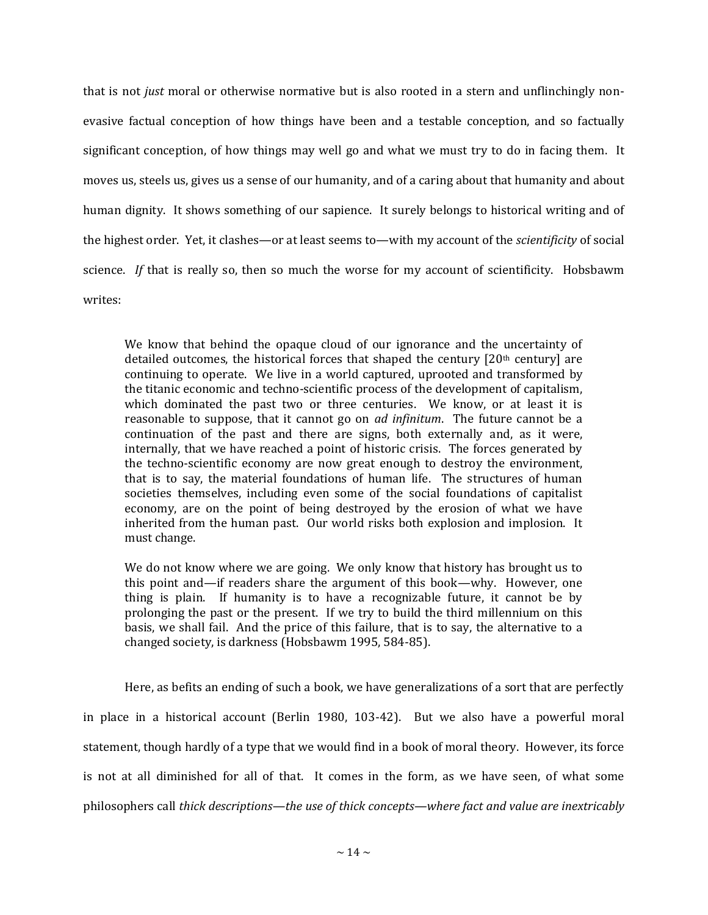that is not *just* moral or otherwise normative but is also rooted in a stern and unflinchingly non-evasive factual conception of how things have been and a testable conception, and so factually significant conception, of how things may well go and what we must try to do in facing them. It moves us, steels us, gives us a sense of our humanity, and of a caring about that humanity and about human dignity. It shows something of our sapience. It surely belongs to historical writing and of the highest order. Yet, it clashes—or at least seems to—with my account of the *scientificity* of social science. *If* that is really so, then so much the worse for my account of scientificity. Hobsbawm writes:

> We know that behind the opaque cloud of our ignorance and the uncertainty of detailed outcomes, the historical forces that shaped the century [20th century] are continuing to operate. We live in a world captured, uprooted and transformed by the titanic economic and techno-scientific process of the development of capitalism, which dominated the past two or three centuries. We know, or at least it is reasonable to suppose, that it cannot go on *ad infinitum*. The future cannot be a continuation of the past and there are signs, both externally and, as it were, internally, that we have reached a point of historic crisis. The forces generated by the techno-scientific economy are now great enough to destroy the environment, that is to say, the material foundations of human life. The structures of human societies themselves, including even some of the social foundations of capitalist economy, are on the point of being destroyed by the erosion of what we have inherited from the human past. Our world risks both explosion and implosion. It must change.
>
> We do not know where we are going. We only know that history has brought us to this point and—if readers share the argument of this book—why. However, one thing is plain. If humanity is to have a recognizable future, it cannot be by prolonging the past or the present. If we try to build the third millennium on this basis, we shall fail. And the price of this failure, that is to say, the alternative to a changed society, is darkness (Hobsbawm 1995, 584-85).

Here, as befits an ending of such a book, we have generalizations of a sort that are perfectly in place in a historical account (Berlin 1980, 103-42). But we also have a powerful moral statement, though hardly of a type that we would find in a book of moral theory. However, its force is not at all diminished for all of that. It comes in the form, as we have seen, of what some philosophers call *thick descriptions—the use of thick concepts—where fact and value are inextricably*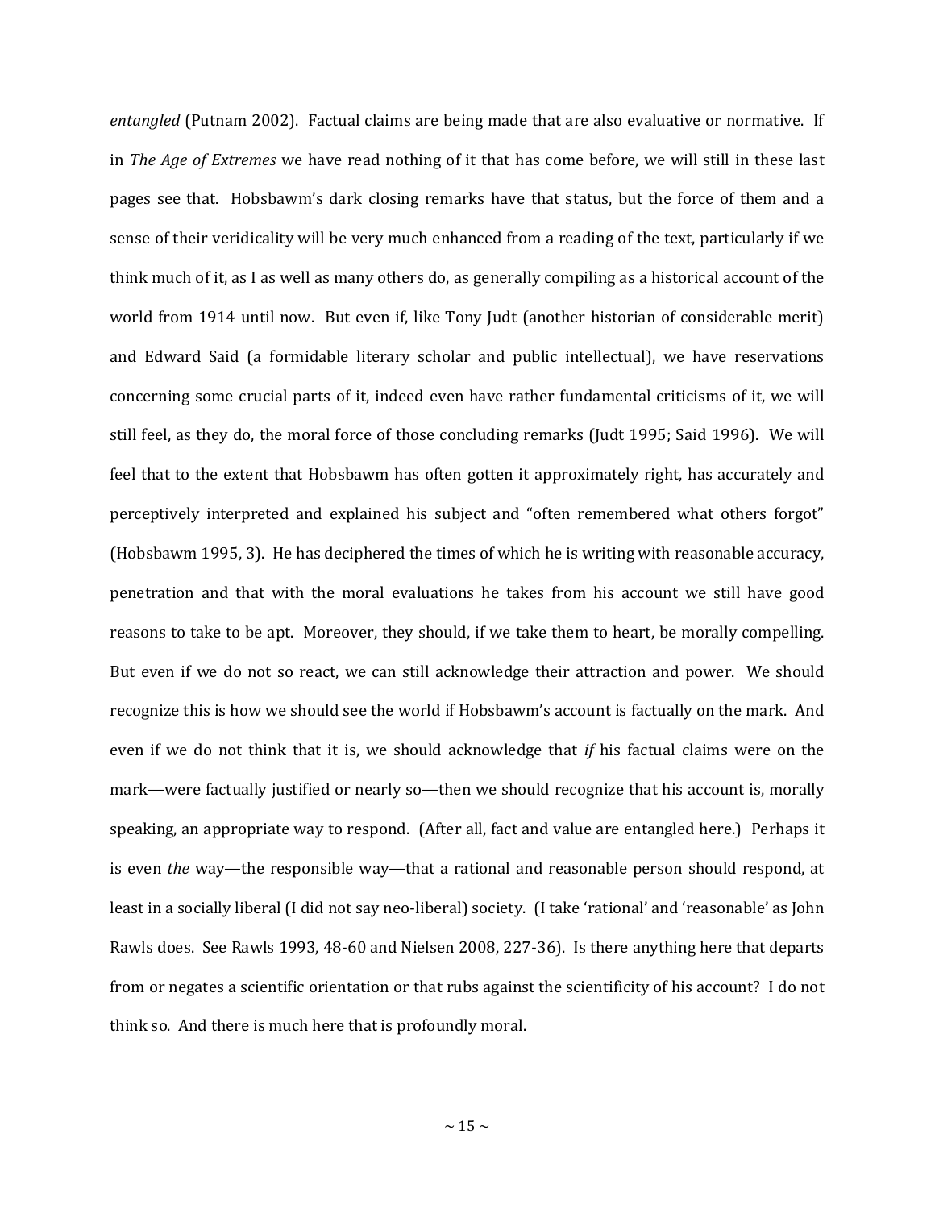*entangled* (Putnam 2002). Factual claims are being made that are also evaluative or normative. If in *The Age of Extremes* we have read nothing of it that has come before, we will still in these last pages see that. Hobsbawm's dark closing remarks have that status, but the force of them and a sense of their veridicality will be very much enhanced from a reading of the text, particularly if we think much of it, as I as well as many others do, as generally compiling as a historical account of the world from 1914 until now. But even if, like Tony Judt (another historian of considerable merit) and Edward Said (a formidable literary scholar and public intellectual), we have reservations concerning some crucial parts of it, indeed even have rather fundamental criticisms of it, we will still feel, as they do, the moral force of those concluding remarks (Judt 1995; Said 1996). We will feel that to the extent that Hobsbawm has often gotten it approximately right, has accurately and perceptively interpreted and explained his subject and "often remembered what others forgot" (Hobsbawm 1995, 3). He has deciphered the times of which he is writing with reasonable accuracy, penetration and that with the moral evaluations he takes from his account we still have good reasons to take to be apt. Moreover, they should, if we take them to heart, be morally compelling. But even if we do not so react, we can still acknowledge their attraction and power. We should recognize this is how we should see the world if Hobsbawm's account is factually on the mark. And even if we do not think that it is, we should acknowledge that *if* his factual claims were on the mark—were factually justified or nearly so—then we should recognize that his account is, morally speaking, an appropriate way to respond. (After all, fact and value are entangled here.) Perhaps it is even *the* way—the responsible way—that a rational and reasonable person should respond, at least in a socially liberal (I did not say neo-liberal) society. (I take 'rational' and 'reasonable' as John Rawls does. See Rawls 1993, 48-60 and Nielsen 2008, 227-36). Is there anything here that departs from or negates a scientific orientation or that rubs against the scientificity of his account? I do not think so. And there is much here that is profoundly moral.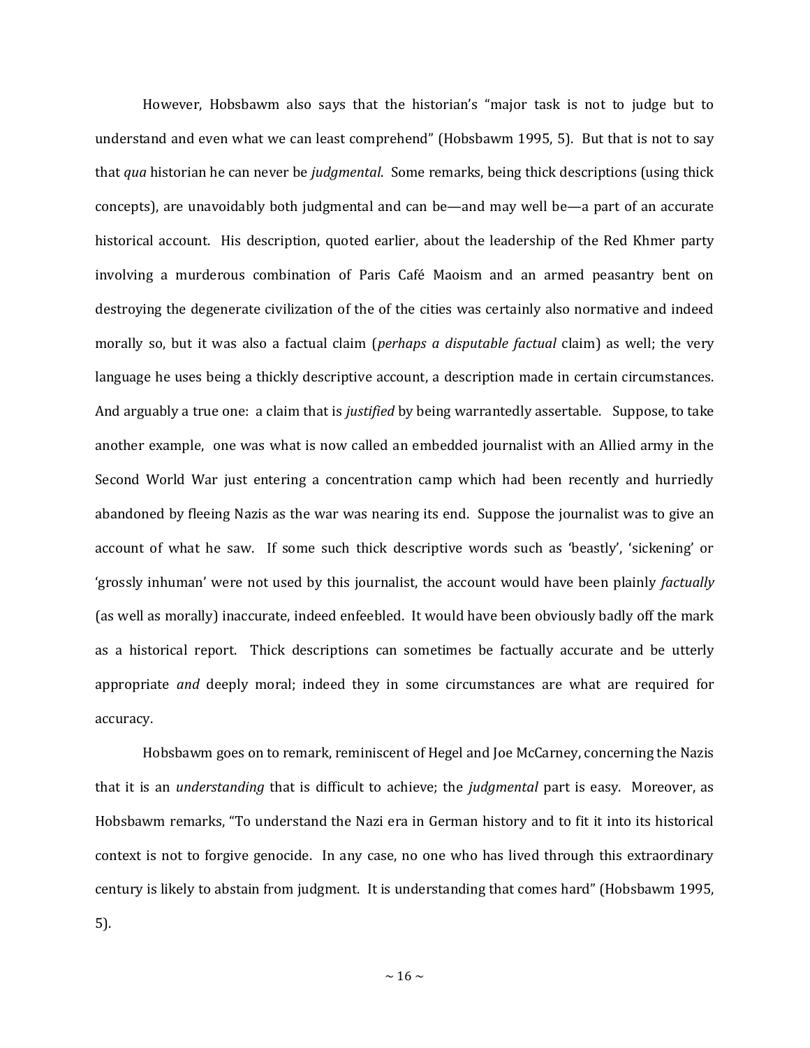However, Hobsbawm also says that the historian's "major task is not to judge but to understand and even what we can least comprehend" (Hobsbawm 1995, 5). But that is not to say that *qua* historian he can never be *judgmental*. Some remarks, being thick descriptions (using thick concepts), are unavoidably both judgmental and can be—and may well be—a part of an accurate historical account. His description, quoted earlier, about the leadership of the Red Khmer party involving a murderous combination of Paris Café Maoism and an armed peasantry bent on destroying the degenerate civilization of the of the cities was certainly also normative and indeed morally so, but it was also a factual claim (*perhaps a disputable factual* claim) as well; the very language he uses being a thickly descriptive account, a description made in certain circumstances. And arguably a true one: a claim that is *justified* by being warrantedly assertable. Suppose, to take another example, one was what is now called an embedded journalist with an Allied army in the Second World War just entering a concentration camp which had been recently and hurriedly abandoned by fleeing Nazis as the war was nearing its end. Suppose the journalist was to give an account of what he saw. If some such thick descriptive words such as 'beastly', 'sickening' or 'grossly inhuman' were not used by this journalist, the account would have been plainly *factually* (as well as morally) inaccurate, indeed enfeebled. It would have been obviously badly off the mark as a historical report. Thick descriptions can sometimes be factually accurate and be utterly appropriate *and* deeply moral; indeed they in some circumstances are what are required for accuracy.

Hobsbawm goes on to remark, reminiscent of Hegel and Joe McCarney, concerning the Nazis that it is an *understanding* that is difficult to achieve; the *judgmental* part is easy. Moreover, as Hobsbawm remarks, "To understand the Nazi era in German history and to fit it into its historical context is not to forgive genocide. In any case, no one who has lived through this extraordinary century is likely to abstain from judgment. It is understanding that comes hard" (Hobsbawm 1995, 5).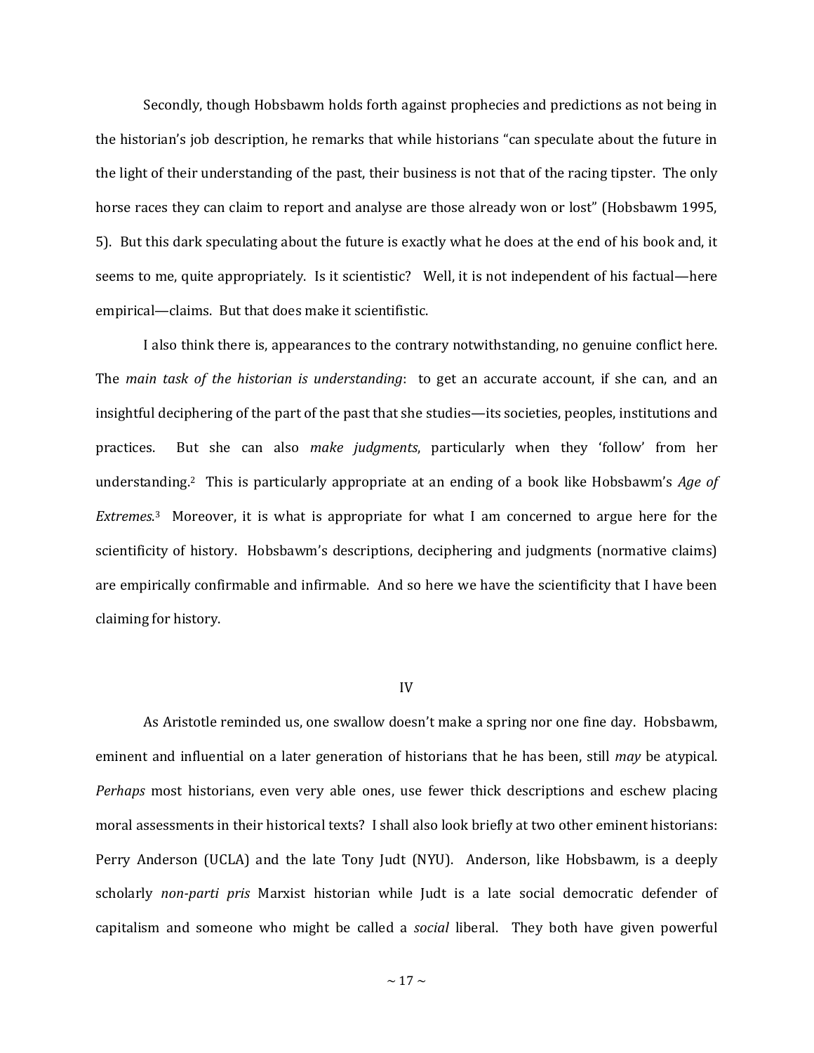Secondly, though Hobsbawm holds forth against prophecies and predictions as not being in the historian's job description, he remarks that while historians "can speculate about the future in the light of their understanding of the past, their business is not that of the racing tipster. The only horse races they can claim to report and analyse are those already won or lost" (Hobsbawm 1995, 5). But this dark speculating about the future is exactly what he does at the end of his book and, it seems to me, quite appropriately. Is it scientistic? Well, it is not independent of his factual—here empirical—claims. But that does make it scientifistic.

I also think there is, appearances to the contrary notwithstanding, no genuine conflict here. The *main task of the historian is understanding*: to get an accurate account, if she can, and an insightful deciphering of the part of the past that she studies—its societies, peoples, institutions and practices. But she can also *make judgments*, particularly when they 'follow' from her understanding.[2] This is particularly appropriate at an ending of a book like Hobsbawm's *Age of Extremes*.[3] Moreover, it is what is appropriate for what I am concerned to argue here for the scientificity of history. Hobsbawm's descriptions, deciphering and judgments (normative claims) are empirically confirmable and infirmable. And so here we have the scientificity that I have been claiming for history.

## IV

As Aristotle reminded us, one swallow doesn't make a spring nor one fine day. Hobsbawm, eminent and influential on a later generation of historians that he has been, still *may* be atypical. *Perhaps* most historians, even very able ones, use fewer thick descriptions and eschew placing moral assessments in their historical texts? I shall also look briefly at two other eminent historians: Perry Anderson (UCLA) and the late Tony Judt (NYU). Anderson, like Hobsbawm, is a deeply scholarly *non-parti pris* Marxist historian while Judt is a late social democratic defender of capitalism and someone who might be called a *social* liberal. They both have given powerful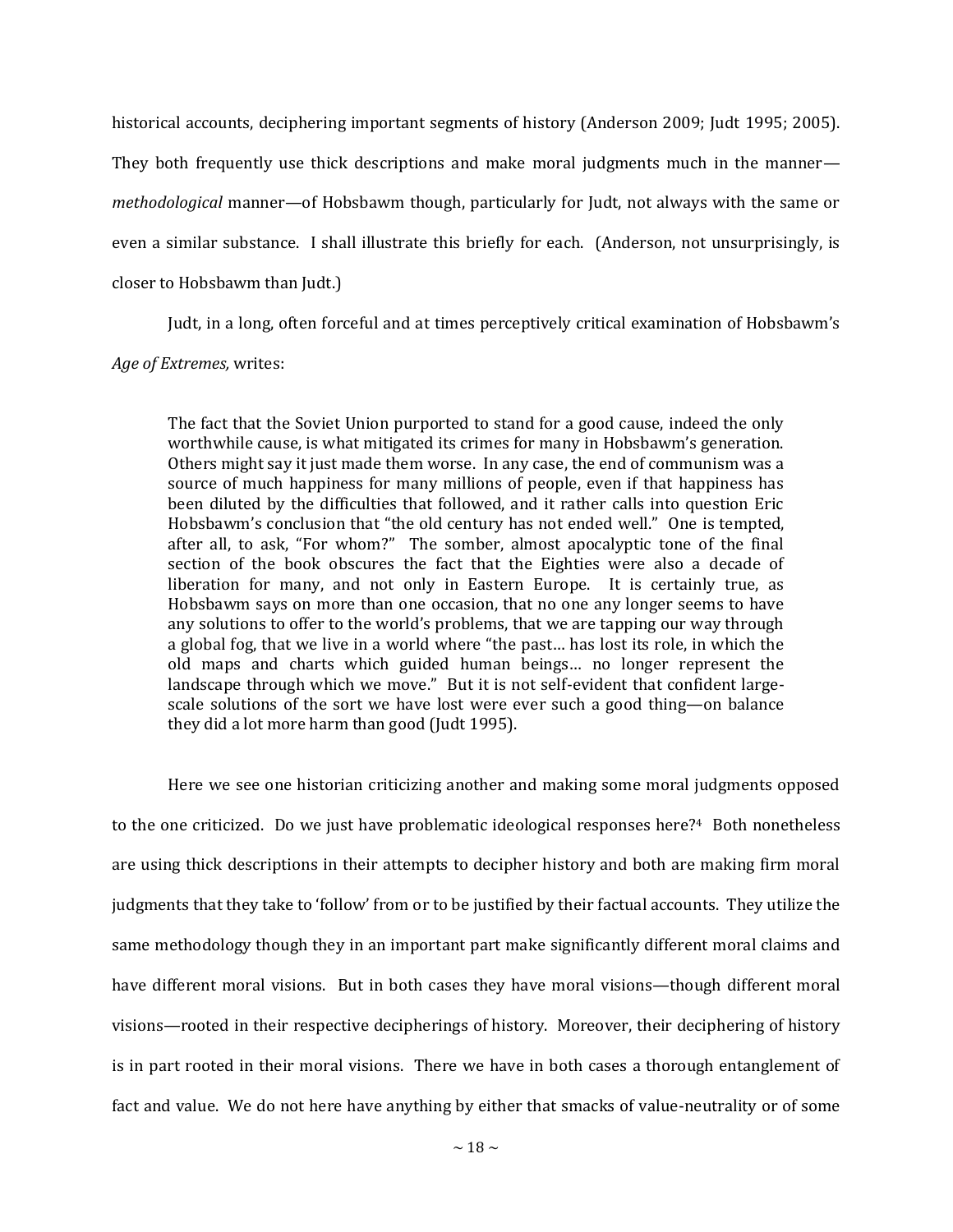historical accounts, deciphering important segments of history (Anderson 2009; Judt 1995; 2005). They both frequently use thick descriptions and make moral judgments much in the manner—*methodological* manner—of Hobsbawm though, particularly for Judt, not always with the same or even a similar substance. I shall illustrate this briefly for each. (Anderson, not unsurprisingly, is closer to Hobsbawm than Judt.)

Judt, in a long, often forceful and at times perceptively critical examination of Hobsbawm's *Age of Extremes,* writes:

> The fact that the Soviet Union purported to stand for a good cause, indeed the only worthwhile cause, is what mitigated its crimes for many in Hobsbawm's generation. Others might say it just made them worse. In any case, the end of communism was a source of much happiness for many millions of people, even if that happiness has been diluted by the difficulties that followed, and it rather calls into question Eric Hobsbawm's conclusion that "the old century has not ended well." One is tempted, after all, to ask, "For whom?" The somber, almost apocalyptic tone of the final section of the book obscures the fact that the Eighties were also a decade of liberation for many, and not only in Eastern Europe. It is certainly true, as Hobsbawm says on more than one occasion, that no one any longer seems to have any solutions to offer to the world's problems, that we are tapping our way through a global fog, that we live in a world where "the past… has lost its role, in which the old maps and charts which guided human beings… no longer represent the landscape through which we move." But it is not self-evident that confident large-scale solutions of the sort we have lost were ever such a good thing—on balance they did a lot more harm than good (Judt 1995).

Here we see one historian criticizing another and making some moral judgments opposed to the one criticized. Do we just have problematic ideological responses here?[4] Both nonetheless are using thick descriptions in their attempts to decipher history and both are making firm moral judgments that they take to 'follow' from or to be justified by their factual accounts. They utilize the same methodology though they in an important part make significantly different moral claims and have different moral visions. But in both cases they have moral visions—though different moral visions—rooted in their respective decipherings of history. Moreover, their deciphering of history is in part rooted in their moral visions. There we have in both cases a thorough entanglement of fact and value. We do not here have anything by either that smacks of value-neutrality or of some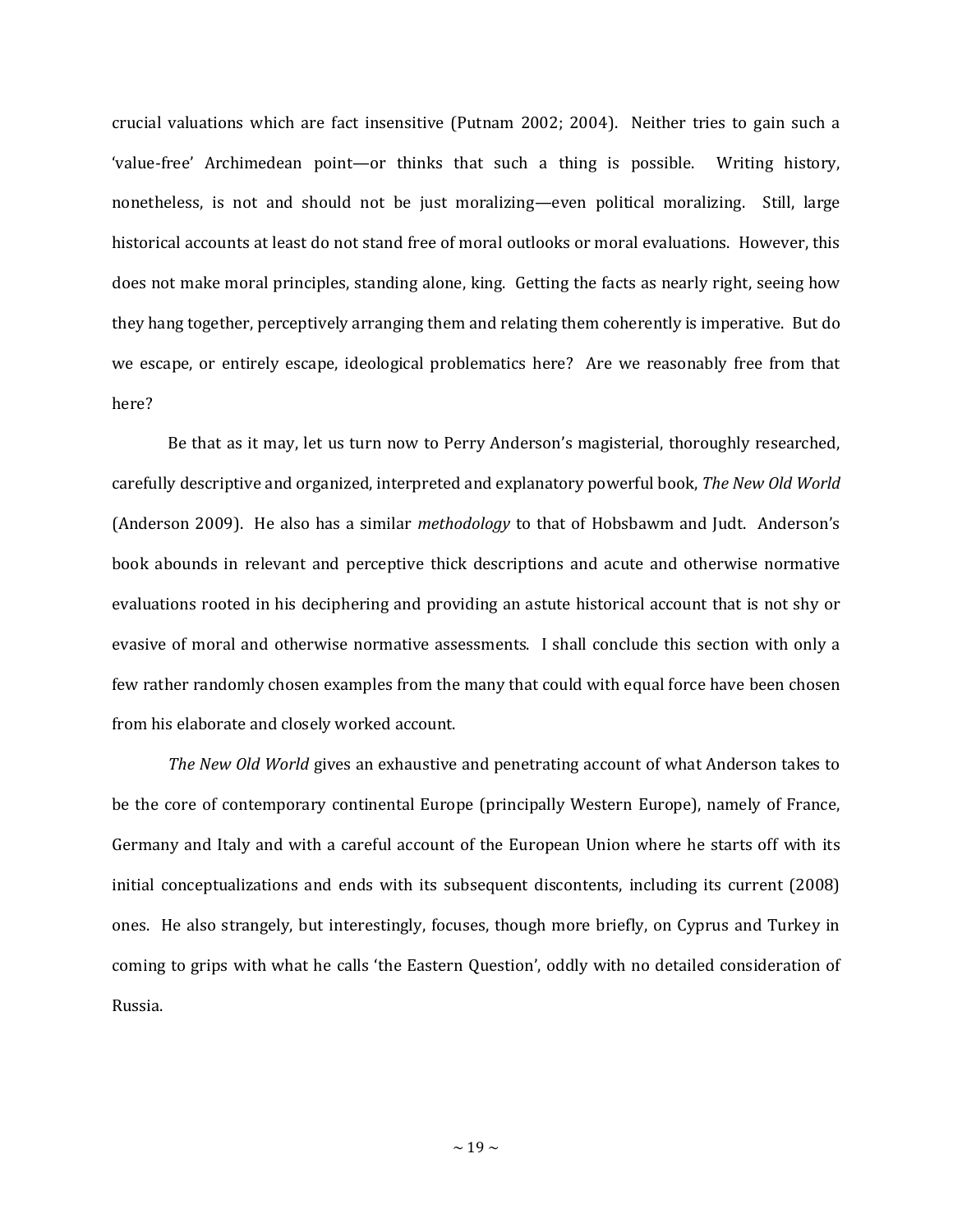crucial valuations which are fact insensitive (Putnam 2002; 2004). Neither tries to gain such a 'value-free' Archimedean point—or thinks that such a thing is possible. Writing history, nonetheless, is not and should not be just moralizing—even political moralizing. Still, large historical accounts at least do not stand free of moral outlooks or moral evaluations. However, this does not make moral principles, standing alone, king. Getting the facts as nearly right, seeing how they hang together, perceptively arranging them and relating them coherently is imperative. But do we escape, or entirely escape, ideological problematics here? Are we reasonably free from that here?

Be that as it may, let us turn now to Perry Anderson's magisterial, thoroughly researched, carefully descriptive and organized, interpreted and explanatory powerful book, *The New Old World* (Anderson 2009). He also has a similar *methodology* to that of Hobsbawm and Judt. Anderson's book abounds in relevant and perceptive thick descriptions and acute and otherwise normative evaluations rooted in his deciphering and providing an astute historical account that is not shy or evasive of moral and otherwise normative assessments. I shall conclude this section with only a few rather randomly chosen examples from the many that could with equal force have been chosen from his elaborate and closely worked account.

*The New Old World* gives an exhaustive and penetrating account of what Anderson takes to be the core of contemporary continental Europe (principally Western Europe), namely of France, Germany and Italy and with a careful account of the European Union where he starts off with its initial conceptualizations and ends with its subsequent discontents, including its current (2008) ones. He also strangely, but interestingly, focuses, though more briefly, on Cyprus and Turkey in coming to grips with what he calls 'the Eastern Question', oddly with no detailed consideration of Russia.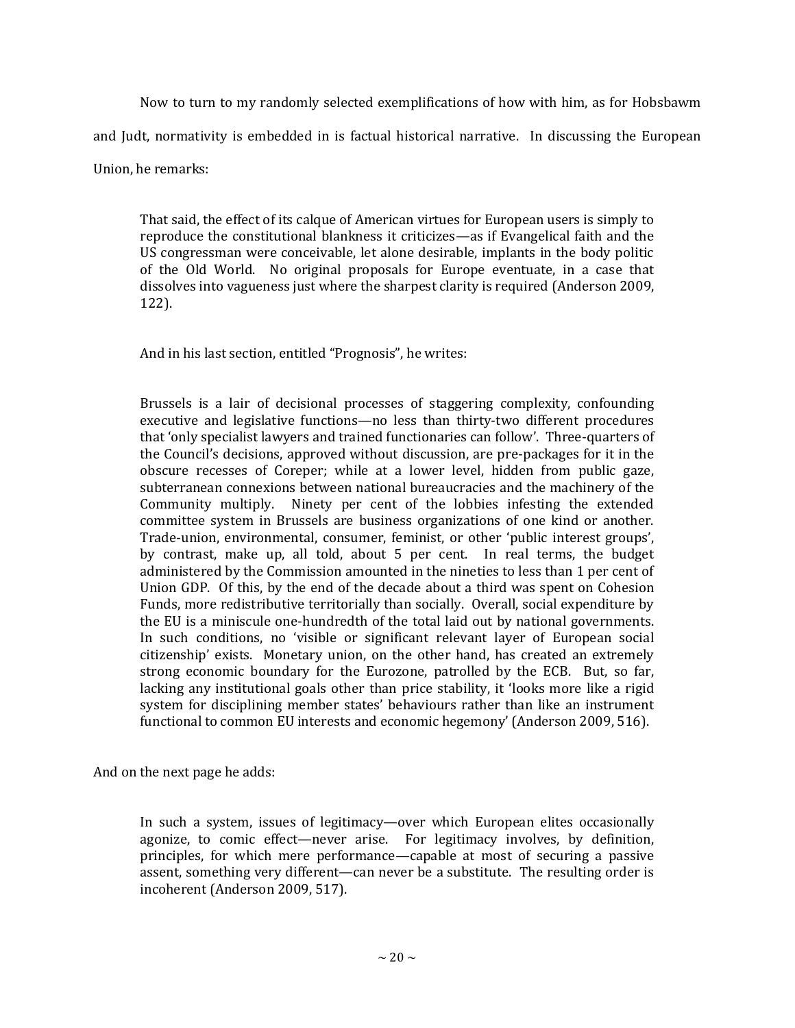Now to turn to my randomly selected exemplifications of how with him, as for Hobsbawm and Judt, normativity is embedded in is factual historical narrative. In discussing the European Union, he remarks:

> That said, the effect of its calque of American virtues for European users is simply to reproduce the constitutional blankness it criticizes—as if Evangelical faith and the US congressman were conceivable, let alone desirable, implants in the body politic of the Old World. No original proposals for Europe eventuate, in a case that dissolves into vagueness just where the sharpest clarity is required (Anderson 2009, 122).

And in his last section, entitled "Prognosis", he writes:

> Brussels is a lair of decisional processes of staggering complexity, confounding executive and legislative functions—no less than thirty-two different procedures that 'only specialist lawyers and trained functionaries can follow'. Three-quarters of the Council's decisions, approved without discussion, are pre-packages for it in the obscure recesses of Coreper; while at a lower level, hidden from public gaze, subterranean connexions between national bureaucracies and the machinery of the Community multiply. Ninety per cent of the lobbies infesting the extended committee system in Brussels are business organizations of one kind or another. Trade-union, environmental, consumer, feminist, or other 'public interest groups', by contrast, make up, all told, about 5 per cent. In real terms, the budget administered by the Commission amounted in the nineties to less than 1 per cent of Union GDP. Of this, by the end of the decade about a third was spent on Cohesion Funds, more redistributive territorially than socially. Overall, social expenditure by the EU is a miniscule one-hundredth of the total laid out by national governments. In such conditions, no 'visible or significant relevant layer of European social citizenship' exists. Monetary union, on the other hand, has created an extremely strong economic boundary for the Eurozone, patrolled by the ECB. But, so far, lacking any institutional goals other than price stability, it 'looks more like a rigid system for disciplining member states' behaviours rather than like an instrument functional to common EU interests and economic hegemony' (Anderson 2009, 516).

And on the next page he adds:

> In such a system, issues of legitimacy—over which European elites occasionally agonize, to comic effect—never arise. For legitimacy involves, by definition, principles, for which mere performance—capable at most of securing a passive assent, something very different—can never be a substitute. The resulting order is incoherent (Anderson 2009, 517).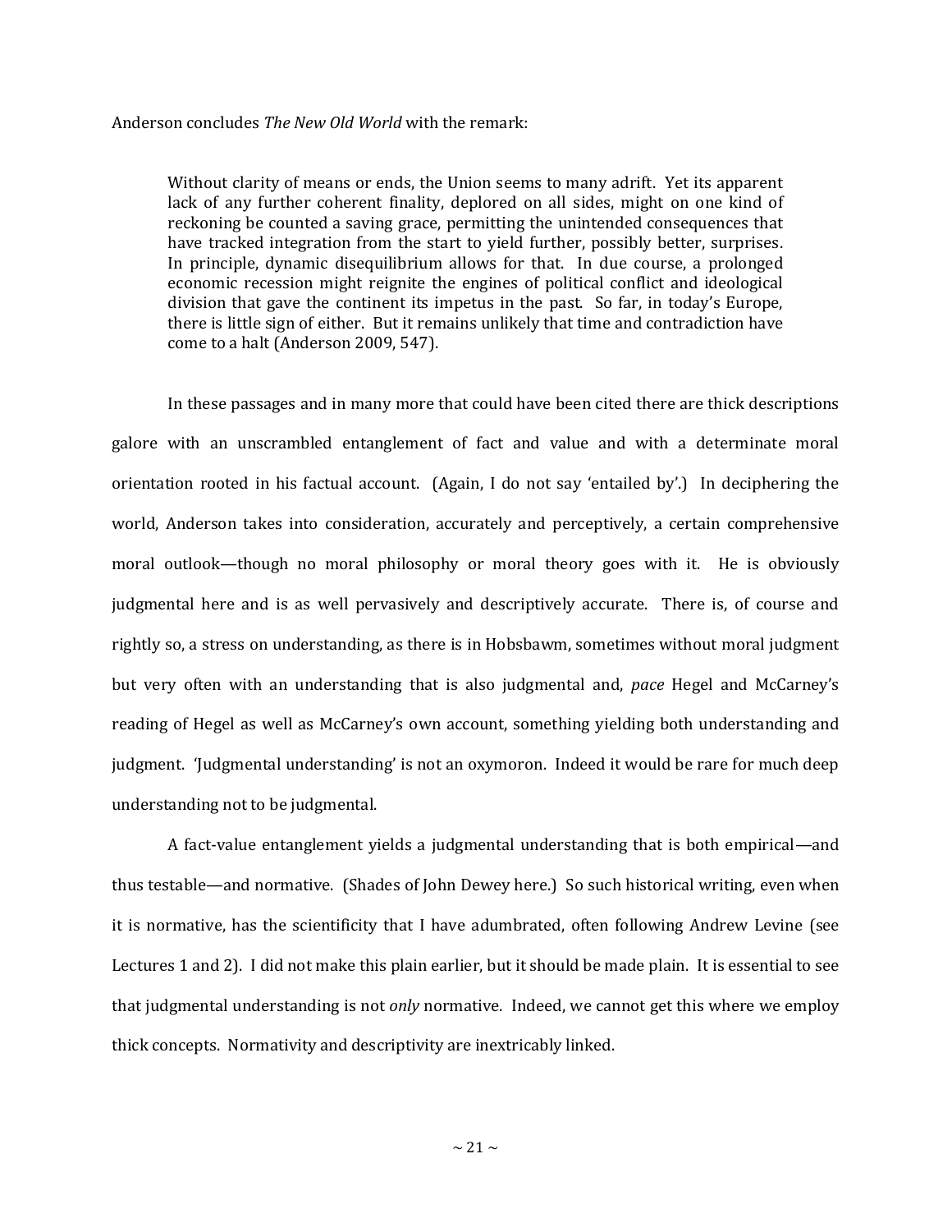Anderson concludes *The New Old World* with the remark:

> Without clarity of means or ends, the Union seems to many adrift. Yet its apparent lack of any further coherent finality, deplored on all sides, might on one kind of reckoning be counted a saving grace, permitting the unintended consequences that have tracked integration from the start to yield further, possibly better, surprises. In principle, dynamic disequilibrium allows for that. In due course, a prolonged economic recession might reignite the engines of political conflict and ideological division that gave the continent its impetus in the past. So far, in today's Europe, there is little sign of either. But it remains unlikely that time and contradiction have come to a halt (Anderson 2009, 547).

In these passages and in many more that could have been cited there are thick descriptions galore with an unscrambled entanglement of fact and value and with a determinate moral orientation rooted in his factual account. (Again, I do not say 'entailed by'.) In deciphering the world, Anderson takes into consideration, accurately and perceptively, a certain comprehensive moral outlook—though no moral philosophy or moral theory goes with it. He is obviously judgmental here and is as well pervasively and descriptively accurate. There is, of course and rightly so, a stress on understanding, as there is in Hobsbawm, sometimes without moral judgment but very often with an understanding that is also judgmental and, *pace* Hegel and McCarney's reading of Hegel as well as McCarney's own account, something yielding both understanding and judgment. 'Judgmental understanding' is not an oxymoron. Indeed it would be rare for much deep understanding not to be judgmental.

A fact-value entanglement yields a judgmental understanding that is both empirical—and thus testable—and normative. (Shades of John Dewey here.) So such historical writing, even when it is normative, has the scientificity that I have adumbrated, often following Andrew Levine (see Lectures 1 and 2). I did not make this plain earlier, but it should be made plain. It is essential to see that judgmental understanding is not *only* normative. Indeed, we cannot get this where we employ thick concepts. Normativity and descriptivity are inextricably linked.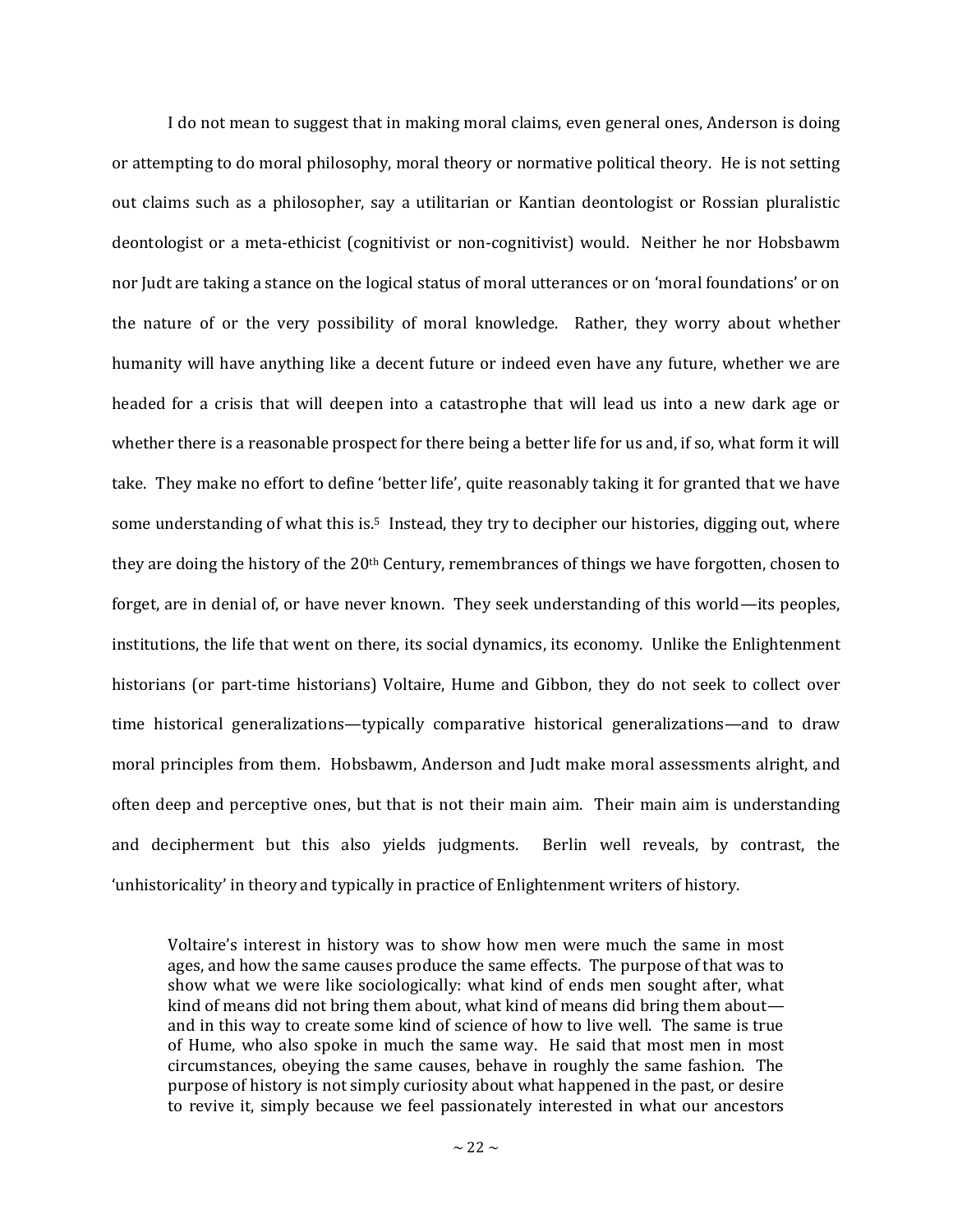I do not mean to suggest that in making moral claims, even general ones, Anderson is doing or attempting to do moral philosophy, moral theory or normative political theory. He is not setting out claims such as a philosopher, say a utilitarian or Kantian deontologist or Rossian pluralistic deontologist or a meta-ethicist (cognitivist or non-cognitivist) would. Neither he nor Hobsbawm nor Judt are taking a stance on the logical status of moral utterances or on 'moral foundations' or on the nature of or the very possibility of moral knowledge. Rather, they worry about whether humanity will have anything like a decent future or indeed even have any future, whether we are headed for a crisis that will deepen into a catastrophe that will lead us into a new dark age or whether there is a reasonable prospect for there being a better life for us and, if so, what form it will take. They make no effort to define 'better life', quite reasonably taking it for granted that we have some understanding of what this is.[5] Instead, they try to decipher our histories, digging out, where they are doing the history of the 20th Century, remembrances of things we have forgotten, chosen to forget, are in denial of, or have never known. They seek understanding of this world—its peoples, institutions, the life that went on there, its social dynamics, its economy. Unlike the Enlightenment historians (or part-time historians) Voltaire, Hume and Gibbon, they do not seek to collect over time historical generalizations—typically comparative historical generalizations—and to draw moral principles from them. Hobsbawm, Anderson and Judt make moral assessments alright, and often deep and perceptive ones, but that is not their main aim. Their main aim is understanding and decipherment but this also yields judgments. Berlin well reveals, by contrast, the 'unhistoricality' in theory and typically in practice of Enlightenment writers of history.

> Voltaire's interest in history was to show how men were much the same in most ages, and how the same causes produce the same effects. The purpose of that was to show what we were like sociologically: what kind of ends men sought after, what kind of means did not bring them about, what kind of means did bring them about—and in this way to create some kind of science of how to live well. The same is true of Hume, who also spoke in much the same way. He said that most men in most circumstances, obeying the same causes, behave in roughly the same fashion. The purpose of history is not simply curiosity about what happened in the past, or desire to revive it, simply because we feel passionately interested in what our ancestors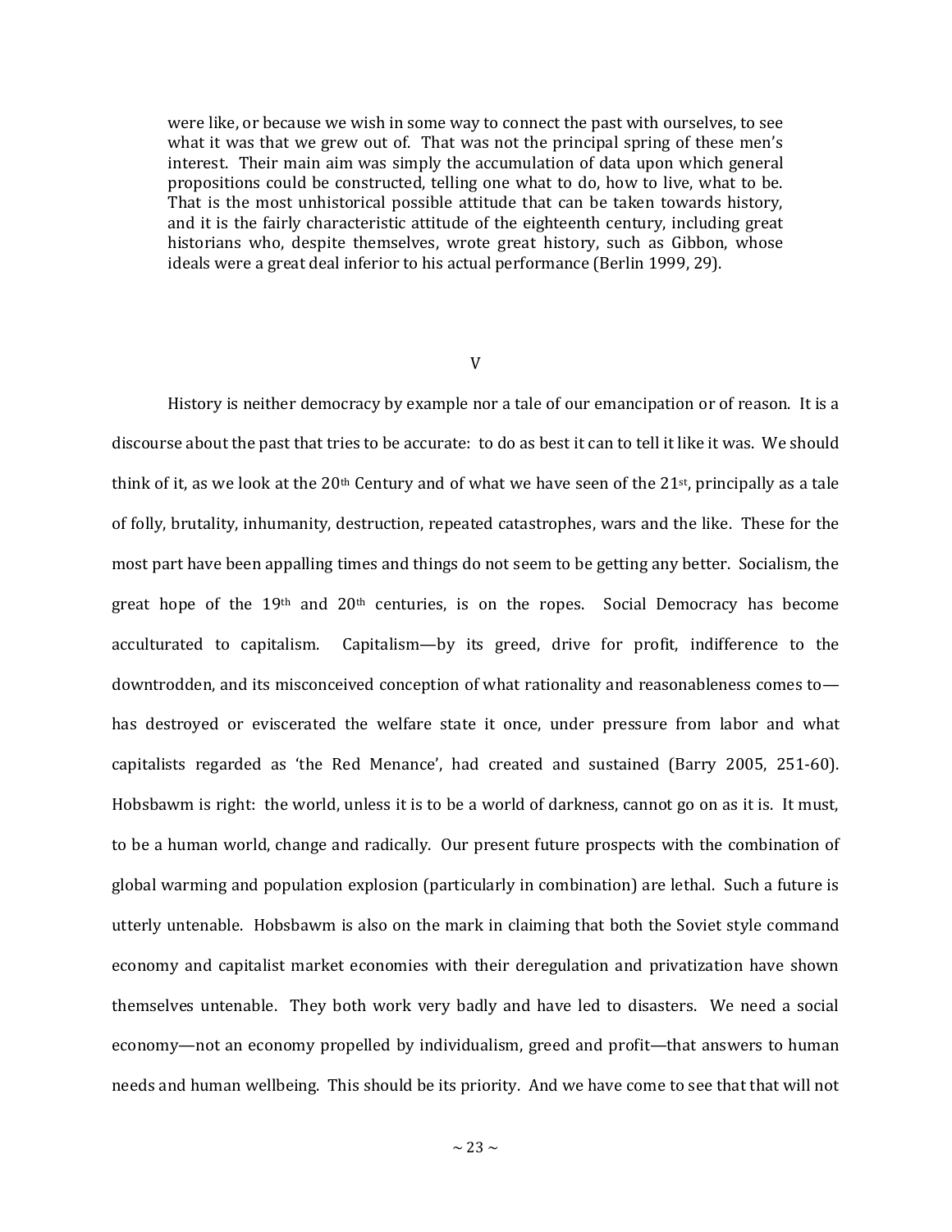> were like, or because we wish in some way to connect the past with ourselves, to see what it was that we grew out of. That was not the principal spring of these men's interest. Their main aim was simply the accumulation of data upon which general propositions could be constructed, telling one what to do, how to live, what to be. That is the most unhistorical possible attitude that can be taken towards history, and it is the fairly characteristic attitude of the eighteenth century, including great historians who, despite themselves, wrote great history, such as Gibbon, whose ideals were a great deal inferior to his actual performance (Berlin 1999, 29).

## V

History is neither democracy by example nor a tale of our emancipation or of reason. It is a discourse about the past that tries to be accurate: to do as best it can to tell it like it was. We should think of it, as we look at the 20th Century and of what we have seen of the 21st, principally as a tale of folly, brutality, inhumanity, destruction, repeated catastrophes, wars and the like. These for the most part have been appalling times and things do not seem to be getting any better. Socialism, the great hope of the 19th and 20th centuries, is on the ropes. Social Democracy has become acculturated to capitalism. Capitalism—by its greed, drive for profit, indifference to the downtrodden, and its misconceived conception of what rationality and reasonableness comes to—has destroyed or eviscerated the welfare state it once, under pressure from labor and what capitalists regarded as 'the Red Menance', had created and sustained (Barry 2005, 251-60). Hobsbawm is right: the world, unless it is to be a world of darkness, cannot go on as it is. It must, to be a human world, change and radically. Our present future prospects with the combination of global warming and population explosion (particularly in combination) are lethal. Such a future is utterly untenable. Hobsbawm is also on the mark in claiming that both the Soviet style command economy and capitalist market economies with their deregulation and privatization have shown themselves untenable. They both work very badly and have led to disasters. We need a social economy—not an economy propelled by individualism, greed and profit—that answers to human needs and human wellbeing. This should be its priority. And we have come to see that that will not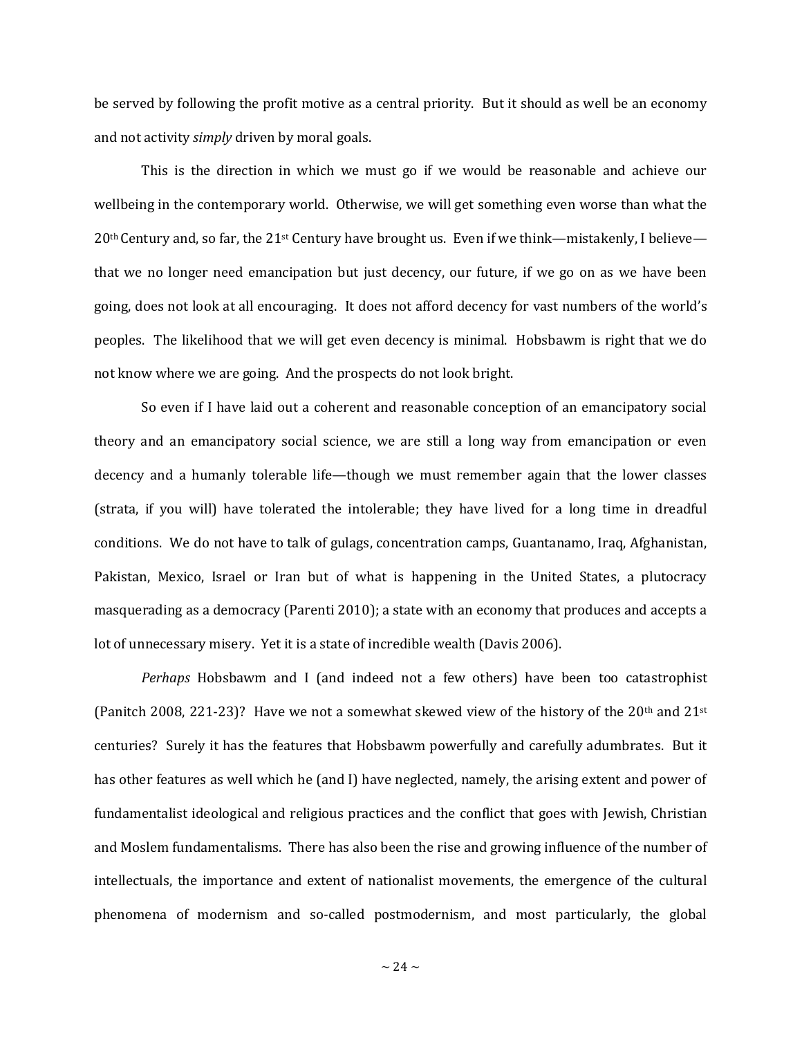be served by following the profit motive as a central priority. But it should as well be an economy and not activity *simply* driven by moral goals.

This is the direction in which we must go if we would be reasonable and achieve our wellbeing in the contemporary world. Otherwise, we will get something even worse than what the 20th Century and, so far, the 21st Century have brought us. Even if we think—mistakenly, I believe—that we no longer need emancipation but just decency, our future, if we go on as we have been going, does not look at all encouraging. It does not afford decency for vast numbers of the world's peoples. The likelihood that we will get even decency is minimal. Hobsbawm is right that we do not know where we are going. And the prospects do not look bright.

So even if I have laid out a coherent and reasonable conception of an emancipatory social theory and an emancipatory social science, we are still a long way from emancipation or even decency and a humanly tolerable life—though we must remember again that the lower classes (strata, if you will) have tolerated the intolerable; they have lived for a long time in dreadful conditions. We do not have to talk of gulags, concentration camps, Guantanamo, Iraq, Afghanistan, Pakistan, Mexico, Israel or Iran but of what is happening in the United States, a plutocracy masquerading as a democracy (Parenti 2010); a state with an economy that produces and accepts a lot of unnecessary misery. Yet it is a state of incredible wealth (Davis 2006).

*Perhaps* Hobsbawm and I (and indeed not a few others) have been too catastrophist (Panitch 2008, 221-23)? Have we not a somewhat skewed view of the history of the 20th and 21st centuries? Surely it has the features that Hobsbawm powerfully and carefully adumbrates. But it has other features as well which he (and I) have neglected, namely, the arising extent and power of fundamentalist ideological and religious practices and the conflict that goes with Jewish, Christian and Moslem fundamentalisms. There has also been the rise and growing influence of the number of intellectuals, the importance and extent of nationalist movements, the emergence of the cultural phenomena of modernism and so-called postmodernism, and most particularly, the global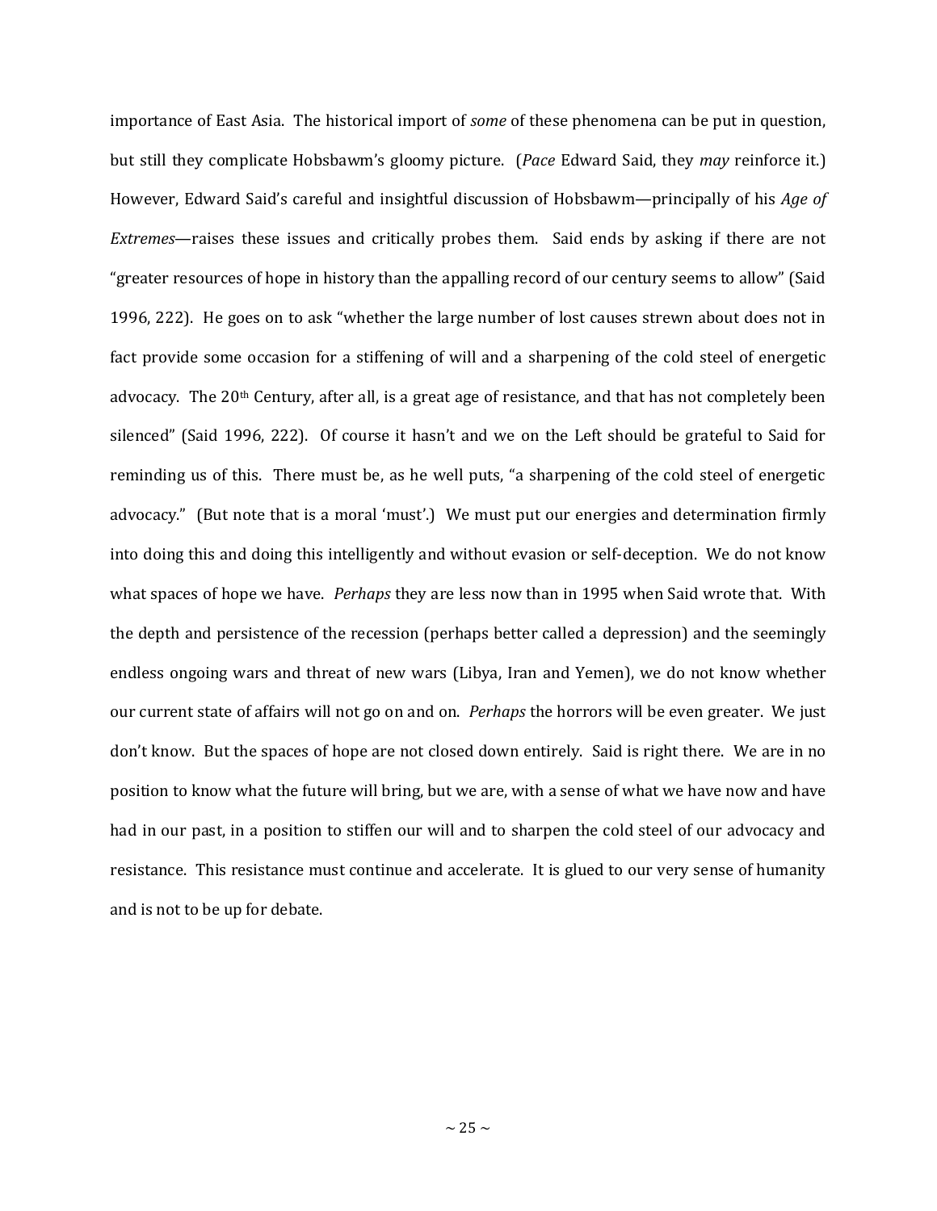importance of East Asia. The historical import of *some* of these phenomena can be put in question, but still they complicate Hobsbawm's gloomy picture. (*Pace* Edward Said, they *may* reinforce it.) However, Edward Said's careful and insightful discussion of Hobsbawm—principally of his *Age of Extremes*—raises these issues and critically probes them. Said ends by asking if there are not "greater resources of hope in history than the appalling record of our century seems to allow" (Said 1996, 222). He goes on to ask "whether the large number of lost causes strewn about does not in fact provide some occasion for a stiffening of will and a sharpening of the cold steel of energetic advocacy. The 20th Century, after all, is a great age of resistance, and that has not completely been silenced" (Said 1996, 222). Of course it hasn't and we on the Left should be grateful to Said for reminding us of this. There must be, as he well puts, "a sharpening of the cold steel of energetic advocacy." (But note that is a moral 'must'.) We must put our energies and determination firmly into doing this and doing this intelligently and without evasion or self-deception. We do not know what spaces of hope we have. *Perhaps* they are less now than in 1995 when Said wrote that. With the depth and persistence of the recession (perhaps better called a depression) and the seemingly endless ongoing wars and threat of new wars (Libya, Iran and Yemen), we do not know whether our current state of affairs will not go on and on. *Perhaps* the horrors will be even greater. We just don't know. But the spaces of hope are not closed down entirely. Said is right there. We are in no position to know what the future will bring, but we are, with a sense of what we have now and have had in our past, in a position to stiffen our will and to sharpen the cold steel of our advocacy and resistance. This resistance must continue and accelerate. It is glued to our very sense of humanity and is not to be up for debate.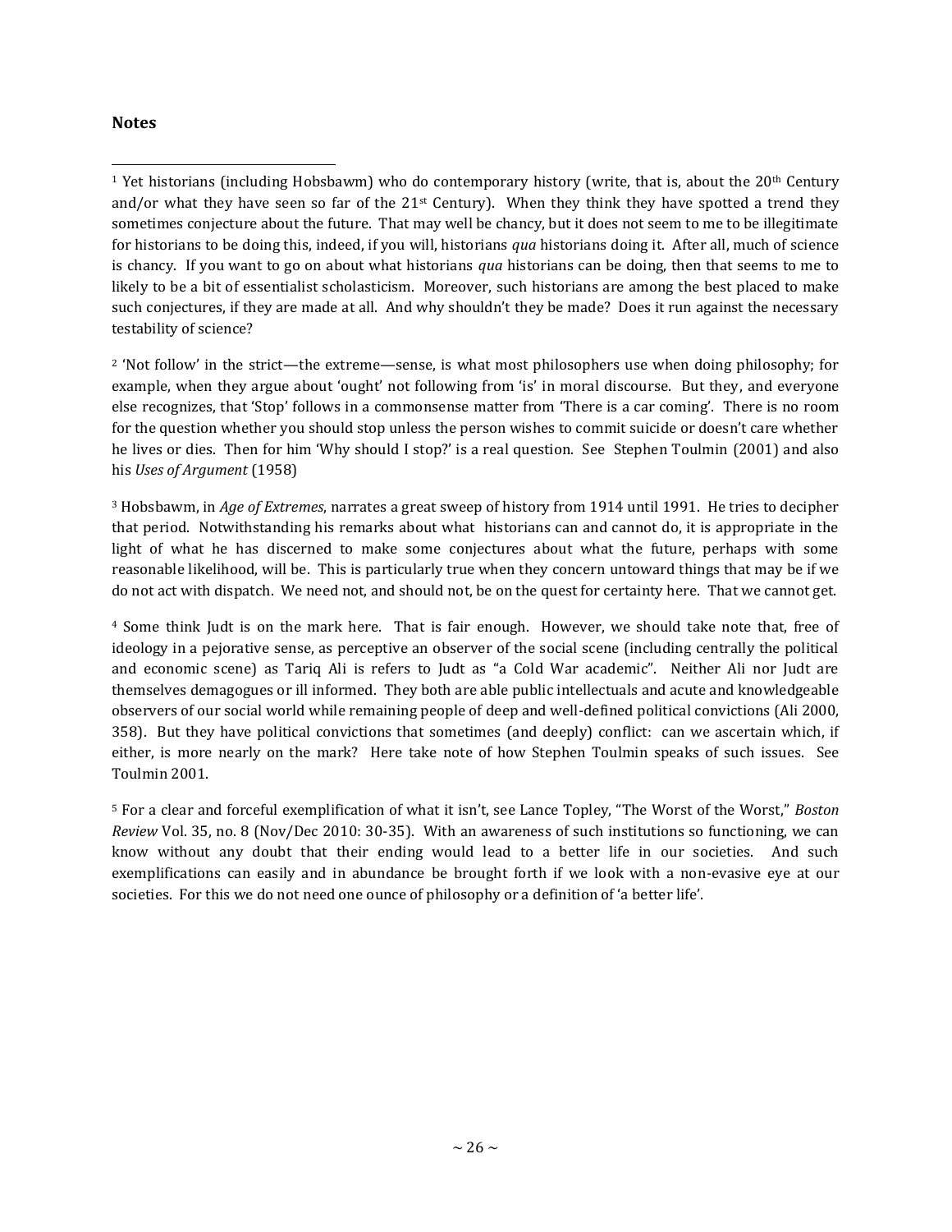**Notes**

[1] Yet historians (including Hobsbawm) who do contemporary history (write, that is, about the 20th Century and/or what they have seen so far of the 21st Century). When they think they have spotted a trend they sometimes conjecture about the future. That may well be chancy, but it does not seem to me to be illegitimate for historians to be doing this, indeed, if you will, historians *qua* historians doing it. After all, much of science is chancy. If you want to go on about what historians *qua* historians can be doing, then that seems to me to likely to be a bit of essentialist scholasticism. Moreover, such historians are among the best placed to make such conjectures, if they are made at all. And why shouldn't they be made? Does it run against the necessary testability of science?

[2] 'Not follow' in the strict—the extreme—sense, is what most philosophers use when doing philosophy; for example, when they argue about 'ought' not following from 'is' in moral discourse. But they, and everyone else recognizes, that 'Stop' follows in a commonsense matter from 'There is a car coming'. There is no room for the question whether you should stop unless the person wishes to commit suicide or doesn't care whether he lives or dies. Then for him 'Why should I stop?' is a real question. See Stephen Toulmin (2001) and also his *Uses of Argument* (1958)

[3] Hobsbawm, in *Age of Extremes*, narrates a great sweep of history from 1914 until 1991. He tries to decipher that period. Notwithstanding his remarks about what historians can and cannot do, it is appropriate in the light of what he has discerned to make some conjectures about what the future, perhaps with some reasonable likelihood, will be. This is particularly true when they concern untoward things that may be if we do not act with dispatch. We need not, and should not, be on the quest for certainty here. That we cannot get.

[4] Some think Judt is on the mark here. That is fair enough. However, we should take note that, free of ideology in a pejorative sense, as perceptive an observer of the social scene (including centrally the political and economic scene) as Tariq Ali is refers to Judt as "a Cold War academic". Neither Ali nor Judt are themselves demagogues or ill informed. They both are able public intellectuals and acute and knowledgeable observers of our social world while remaining people of deep and well-defined political convictions (Ali 2000, 358). But they have political convictions that sometimes (and deeply) conflict: can we ascertain which, if either, is more nearly on the mark? Here take note of how Stephen Toulmin speaks of such issues. See Toulmin 2001.

[5] For a clear and forceful exemplification of what it isn't, see Lance Topley, "The Worst of the Worst," *Boston Review* Vol. 35, no. 8 (Nov/Dec 2010: 30-35). With an awareness of such institutions so functioning, we can know without any doubt that their ending would lead to a better life in our societies. And such exemplifications can easily and in abundance be brought forth if we look with a non-evasive eye at our societies. For this we do not need one ounce of philosophy or a definition of 'a better life'.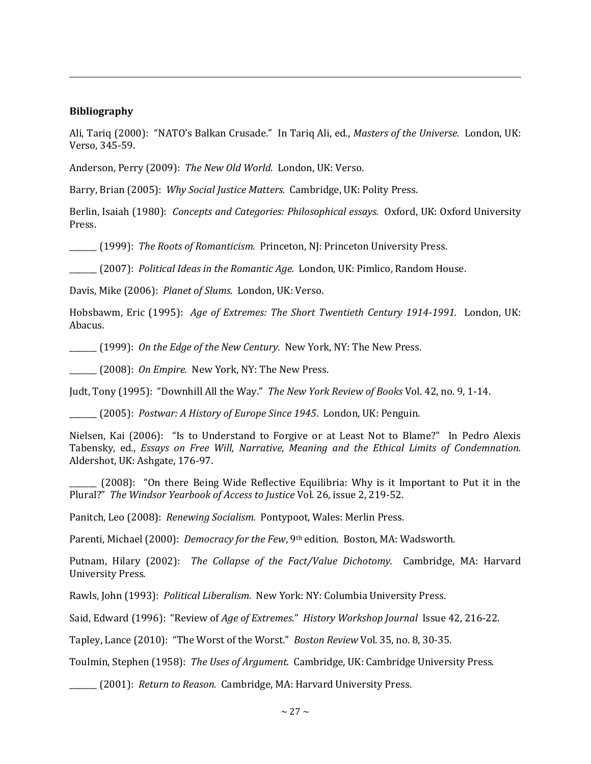**Bibliography**

Ali, Tariq (2000): "NATO's Balkan Crusade." In Tariq Ali, ed., *Masters of the Universe.* London, UK: Verso, 345-59.

Anderson, Perry (2009): *The New Old World*. London, UK: Verso.

Barry, Brian (2005): *Why Social Justice Matters.* Cambridge, UK: Polity Press.

Berlin, Isaiah (1980): *Concepts and Categories: Philosophical essays.* Oxford, UK: Oxford University Press.

_______ (1999): *The Roots of Romanticism.* Princeton, NJ: Princeton University Press.

_______ (2007): *Political Ideas in the Romantic Age.* London, UK: Pimlico, Random House.

Davis, Mike (2006): *Planet of Slums.* London, UK: Verso.

Hobsbawm, Eric (1995): *Age of Extremes: The Short Twentieth Century 1914-1991.* London, UK: Abacus.

_______ (1999): *On the Edge of the New Century*. New York, NY: The New Press.

_______ (2008): *On Empire.* New York, NY: The New Press.

Judt, Tony (1995): "Downhill All the Way." *The New York Review of Books* Vol. 42, no. 9, 1-14.

_______ (2005): *Postwar: A History of Europe Since 1945*. London, UK: Penguin.

Nielsen, Kai (2006): "Is to Understand to Forgive or at Least Not to Blame?" In Pedro Alexis Tabensky, ed., *Essays on Free Will, Narrative, Meaning and the Ethical Limits of Condemnation.* Aldershot, UK: Ashgate, 176-97.

_______ (2008): "On there Being Wide Reflective Equilibria: Why is it Important to Put it in the Plural?" *The Windsor Yearbook of Access to Justice* Vol. 26, issue 2, 219-52.

Panitch, Leo (2008): *Renewing Socialism.* Pontypoot, Wales: Merlin Press.

Parenti, Michael (2000): *Democracy for the Few*, 9th edition. Boston, MA: Wadsworth.

Putnam, Hilary (2002): *The Collapse of the Fact/Value Dichotomy.* Cambridge, MA: Harvard University Press.

Rawls, John (1993): *Political Liberalism.* New York: NY: Columbia University Press.

Said, Edward (1996): "Review of *Age of Extremes*." *History Workshop Journal* Issue 42, 216-22.

Tapley, Lance (2010): "The Worst of the Worst." *Boston Review* Vol. 35, no. 8, 30-35.

Toulmin, Stephen (1958): *The Uses of Argument.* Cambridge, UK: Cambridge University Press.

_______ (2001): *Return to Reason.* Cambridge, MA: Harvard University Press.